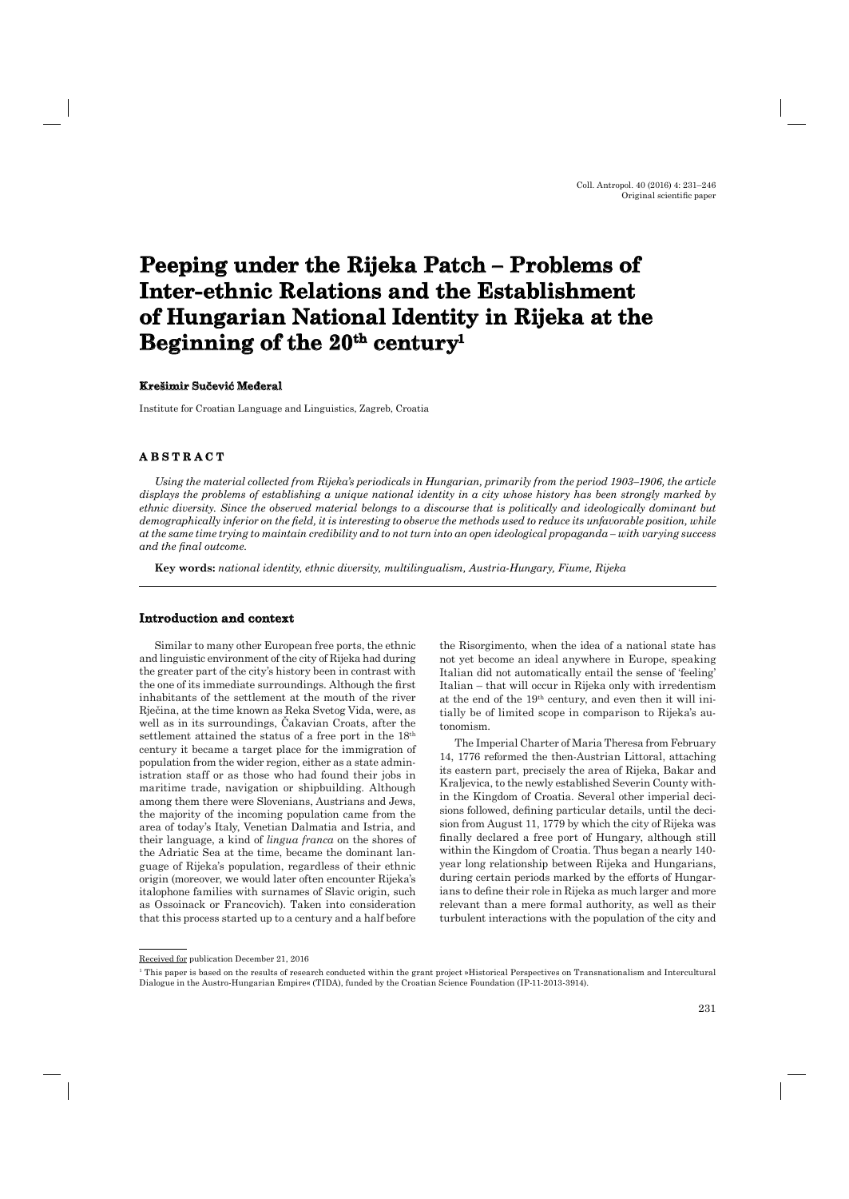# Peeping under the Rijeka Patch – Problems of Inter-ethnic Relations and the Establishment of Hungarian National Identity in Rijeka at the Beginning of the 20th century[1]

**Krešimir Sučević Međeral**

Institute for Croatian Language and Linguistics, Zagreb, Croatia

## ABSTRACT

*Using the material collected from Rijeka's periodicals in Hungarian, primarily from the period 1903–1906, the article displays the problems of establishing a unique national identity in a city whose history has been strongly marked by ethnic diversity. Since the observed material belongs to a discourse that is politically and ideologically dominant but demographically inferior on the field, it is interesting to observe the methods used to reduce its unfavorable position, while at the same time trying to maintain credibility and to not turn into an open ideological propaganda – with varying success and the final outcome.*

**Key words:** *national identity, ethnic diversity, multilingualism, Austria-Hungary, Fiume, Rijeka*

## Introduction and context

Similar to many other European free ports, the ethnic and linguistic environment of the city of Rijeka had during the greater part of the city's history been in contrast with the one of its immediate surroundings. Although the first inhabitants of the settlement at the mouth of the river Rječina, at the time known as Reka Svetog Vida, were, as well as in its surroundings, Čakavian Croats, after the settlement attained the status of a free port in the 18th century it became a target place for the immigration of population from the wider region, either as a state administration staff or as those who had found their jobs in maritime trade, navigation or shipbuilding. Although among them there were Slovenians, Austrians and Jews, the majority of the incoming population came from the area of today's Italy, Venetian Dalmatia and Istria, and their language, a kind of *lingua franca* on the shores of the Adriatic Sea at the time, became the dominant language of Rijeka's population, regardless of their ethnic origin (moreover, we would later often encounter Rijeka's italophone families with surnames of Slavic origin, such as Ossoinack or Francovich). Taken into consideration that this process started up to a century and a half before the Risorgimento, when the idea of a national state has not yet become an ideal anywhere in Europe, speaking Italian did not automatically entail the sense of 'feeling' Italian – that will occur in Rijeka only with irredentism at the end of the 19th century, and even then it will initially be of limited scope in comparison to Rijeka's autonomism.

The Imperial Charter of Maria Theresa from February 14, 1776 reformed the then-Austrian Littoral, attaching its eastern part, precisely the area of Rijeka, Bakar and Kraljevica, to the newly established Severin County within the Kingdom of Croatia. Several other imperial decisions followed, defining particular details, until the decision from August 11, 1779 by which the city of Rijeka was finally declared a free port of Hungary, although still within the Kingdom of Croatia. Thus began a nearly 140-year long relationship between Rijeka and Hungarians, during certain periods marked by the efforts of Hungarians to define their role in Rijeka as much larger and more relevant than a mere formal authority, as well as their turbulent interactions with the population of the city and

---

Received for publication December 21, 2016

[1] This paper is based on the results of research conducted within the grant project »Historical Perspectives on Transnationalism and Intercultural Dialogue in the Austro-Hungarian Empire« (TIDA), funded by the Croatian Science Foundation (IP-11-2013-3914).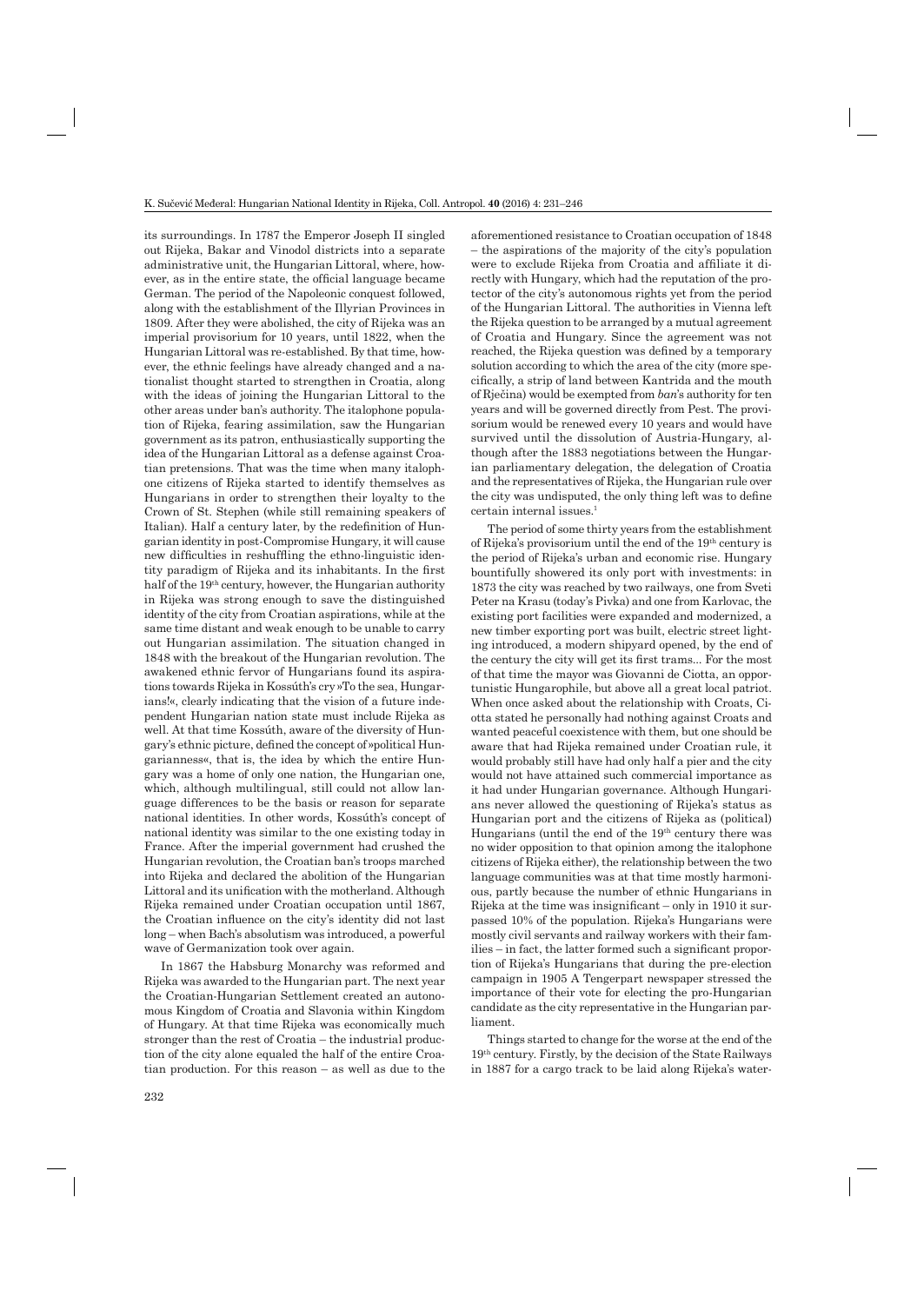its surroundings. In 1787 the Emperor Joseph II singled out Rijeka, Bakar and Vinodol districts into a separate administrative unit, the Hungarian Littoral, where, however, as in the entire state, the official language became German. The period of the Napoleonic conquest followed, along with the establishment of the Illyrian Provinces in 1809. After they were abolished, the city of Rijeka was an imperial provisorium for 10 years, until 1822, when the Hungarian Littoral was re-established. By that time, however, the ethnic feelings have already changed and a nationalist thought started to strengthen in Croatia, along with the ideas of joining the Hungarian Littoral to the other areas under ban's authority. The italophone population of Rijeka, fearing assimilation, saw the Hungarian government as its patron, enthusiastically supporting the idea of the Hungarian Littoral as a defense against Croatian pretensions. That was the time when many italophone citizens of Rijeka started to identify themselves as Hungarians in order to strengthen their loyalty to the Crown of St. Stephen (while still remaining speakers of Italian). Half a century later, by the redefinition of Hungarian identity in post-Compromise Hungary, it will cause new difficulties in reshuffling the ethno-linguistic identity paradigm of Rijeka and its inhabitants. In the first half of the 19th century, however, the Hungarian authority in Rijeka was strong enough to save the distinguished identity of the city from Croatian aspirations, while at the same time distant and weak enough to be unable to carry out Hungarian assimilation. The situation changed in 1848 with the breakout of the Hungarian revolution. The awakened ethnic fervor of Hungarians found its aspirations towards Rijeka in Kossúth's cry »To the sea, Hungarians!«, clearly indicating that the vision of a future independent Hungarian nation state must include Rijeka as well. At that time Kossúth, aware of the diversity of Hungary's ethnic picture, defined the concept of »political Hungarianness«, that is, the idea by which the entire Hungary was a home of only one nation, the Hungarian one, which, although multilingual, still could not allow language differences to be the basis or reason for separate national identities. In other words, Kossúth's concept of national identity was similar to the one existing today in France. After the imperial government had crushed the Hungarian revolution, the Croatian ban's troops marched into Rijeka and declared the abolition of the Hungarian Littoral and its unification with the motherland. Although Rijeka remained under Croatian occupation until 1867, the Croatian influence on the city's identity did not last long – when Bach's absolutism was introduced, a powerful wave of Germanization took over again.

In 1867 the Habsburg Monarchy was reformed and Rijeka was awarded to the Hungarian part. The next year the Croatian-Hungarian Settlement created an autonomous Kingdom of Croatia and Slavonia within Kingdom of Hungary. At that time Rijeka was economically much stronger than the rest of Croatia – the industrial production of the city alone equaled the half of the entire Croatian production. For this reason – as well as due to the aforementioned resistance to Croatian occupation of 1848 – the aspirations of the majority of the city's population were to exclude Rijeka from Croatia and affiliate it directly with Hungary, which had the reputation of the protector of the city's autonomous rights yet from the period of the Hungarian Littoral. The authorities in Vienna left the Rijeka question to be arranged by a mutual agreement of Croatia and Hungary. Since the agreement was not reached, the Rijeka question was defined by a temporary solution according to which the area of the city (more specifically, a strip of land between Kantrida and the mouth of Rječina) would be exempted from *ban*'s authority for ten years and will be governed directly from Pest. The provisorium would be renewed every 10 years and would have survived until the dissolution of Austria-Hungary, although after the 1883 negotiations between the Hungarian parliamentary delegation, the delegation of Croatia and the representatives of Rijeka, the Hungarian rule over the city was undisputed, the only thing left was to define certain internal issues.[1]

The period of some thirty years from the establishment of Rijeka's provisorium until the end of the 19th century is the period of Rijeka's urban and economic rise. Hungary bountifully showered its only port with investments: in 1873 the city was reached by two railways, one from Sveti Peter na Krasu (today's Pivka) and one from Karlovac, the existing port facilities were expanded and modernized, a new timber exporting port was built, electric street lighting introduced, a modern shipyard opened, by the end of the century the city will get its first trams... For the most of that time the mayor was Giovanni de Ciotta, an opportunistic Hungarophile, but above all a great local patriot. When once asked about the relationship with Croats, Ciotta stated he personally had nothing against Croats and wanted peaceful coexistence with them, but one should be aware that had Rijeka remained under Croatian rule, it would probably still have had only half a pier and the city would not have attained such commercial importance as it had under Hungarian governance. Although Hungarians never allowed the questioning of Rijeka's status as Hungarian port and the citizens of Rijeka as (political) Hungarians (until the end of the 19th century there was no wider opposition to that opinion among the italophone citizens of Rijeka either), the relationship between the two language communities was at that time mostly harmonious, partly because the number of ethnic Hungarians in Rijeka at the time was insignificant – only in 1910 it surpassed 10% of the population. Rijeka's Hungarians were mostly civil servants and railway workers with their families – in fact, the latter formed such a significant proportion of Rijeka's Hungarians that during the pre-election campaign in 1905 A Tengerpart newspaper stressed the importance of their vote for electing the pro-Hungarian candidate as the city representative in the Hungarian parliament.

Things started to change for the worse at the end of the 19th century. Firstly, by the decision of the State Railways in 1887 for a cargo track to be laid along Rijeka's water-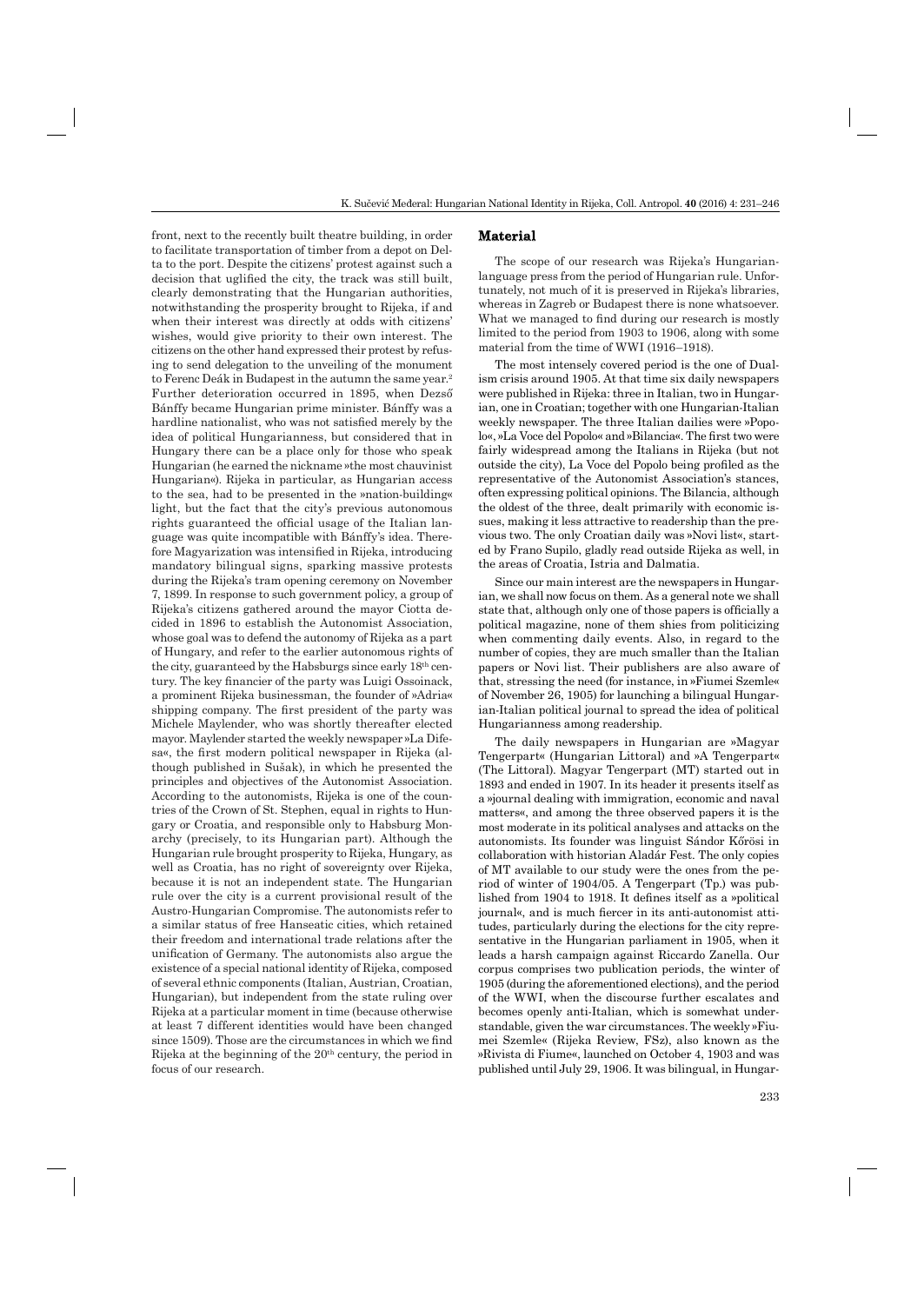front, next to the recently built theatre building, in order to facilitate transportation of timber from a depot on Delta to the port. Despite the citizens' protest against such a decision that uglified the city, the track was still built, clearly demonstrating that the Hungarian authorities, notwithstanding the prosperity brought to Rijeka, if and when their interest was directly at odds with citizens' wishes, would give priority to their own interest. The citizens on the other hand expressed their protest by refusing to send delegation to the unveiling of the monument to Ferenc Deák in Budapest in the autumn the same year.[2] Further deterioration occurred in 1895, when Dezső Bánffy became Hungarian prime minister. Bánffy was a hardline nationalist, who was not satisfied merely by the idea of political Hungarianness, but considered that in Hungary there can be a place only for those who speak Hungarian (he earned the nickname »the most chauvinist Hungarian«). Rijeka in particular, as Hungarian access to the sea, had to be presented in the »nation-building« light, but the fact that the city's previous autonomous rights guaranteed the official usage of the Italian language was quite incompatible with Bánffy's idea. Therefore Magyarization was intensified in Rijeka, introducing mandatory bilingual signs, sparking massive protests during the Rijeka's tram opening ceremony on November 7, 1899. In response to such government policy, a group of Rijeka's citizens gathered around the mayor Ciotta decided in 1896 to establish the Autonomist Association, whose goal was to defend the autonomy of Rijeka as a part of Hungary, and refer to the earlier autonomous rights of the city, guaranteed by the Habsburgs since early 18[th] century. The key financier of the party was Luigi Ossoinack, a prominent Rijeka businessman, the founder of »Adria« shipping company. The first president of the party was Michele Maylender, who was shortly thereafter elected mayor. Maylender started the weekly newspaper »La Difesa«, the first modern political newspaper in Rijeka (although published in Sušak), in which he presented the principles and objectives of the Autonomist Association. According to the autonomists, Rijeka is one of the countries of the Crown of St. Stephen, equal in rights to Hungary or Croatia, and responsible only to Habsburg Monarchy (precisely, to its Hungarian part). Although the Hungarian rule brought prosperity to Rijeka, Hungary, as well as Croatia, has no right of sovereignty over Rijeka, because it is not an independent state. The Hungarian rule over the city is a current provisional result of the Austro-Hungarian Compromise. The autonomists refer to a similar status of free Hanseatic cities, which retained their freedom and international trade relations after the unification of Germany. The autonomists also argue the existence of a special national identity of Rijeka, composed of several ethnic components (Italian, Austrian, Croatian, Hungarian), but independent from the state ruling over Rijeka at a particular moment in time (because otherwise at least 7 different identities would have been changed since 1509). Those are the circumstances in which we find Rijeka at the beginning of the 20[th] century, the period in focus of our research.

## Material

The scope of our research was Rijeka's Hungarian-language press from the period of Hungarian rule. Unfortunately, not much of it is preserved in Rijeka's libraries, whereas in Zagreb or Budapest there is none whatsoever. What we managed to find during our research is mostly limited to the period from 1903 to 1906, along with some material from the time of WWI (1916–1918).

The most intensely covered period is the one of Dualism crisis around 1905. At that time six daily newspapers were published in Rijeka: three in Italian, two in Hungarian, one in Croatian; together with one Hungarian-Italian weekly newspaper. The three Italian dailies were »Popolo«, »La Voce del Popolo« and »Bilancia«. The first two were fairly widespread among the Italians in Rijeka (but not outside the city), La Voce del Popolo being profiled as the representative of the Autonomist Association's stances, often expressing political opinions. The Bilancia, although the oldest of the three, dealt primarily with economic issues, making it less attractive to readership than the previous two. The only Croatian daily was »Novi list«, started by Frano Supilo, gladly read outside Rijeka as well, in the areas of Croatia, Istria and Dalmatia.

Since our main interest are the newspapers in Hungarian, we shall now focus on them. As a general note we shall state that, although only one of those papers is officially a political magazine, none of them shies from politicizing when commenting daily events. Also, in regard to the number of copies, they are much smaller than the Italian papers or Novi list. Their publishers are also aware of that, stressing the need (for instance, in »Fiumei Szemle« of November 26, 1905) for launching a bilingual Hungarian-Italian political journal to spread the idea of political Hungarianness among readership.

The daily newspapers in Hungarian are »Magyar Tengerpart« (Hungarian Littoral) and »A Tengerpart« (The Littoral). Magyar Tengerpart (MT) started out in 1893 and ended in 1907. In its header it presents itself as a »journal dealing with immigration, economic and naval matters«, and among the three observed papers it is the most moderate in its political analyses and attacks on the autonomists. Its founder was linguist Sándor Kőrösi in collaboration with historian Aladár Fest. The only copies of MT available to our study were the ones from the period of winter of 1904/05. A Tengerpart (Tp.) was published from 1904 to 1918. It defines itself as a »political journal«, and is much fiercer in its anti-autonomist attitudes, particularly during the elections for the city representative in the Hungarian parliament in 1905, when it leads a harsh campaign against Riccardo Zanella. Our corpus comprises two publication periods, the winter of 1905 (during the aforementioned elections), and the period of the WWI, when the discourse further escalates and becomes openly anti-Italian, which is somewhat understandable, given the war circumstances. The weekly »Fiumei Szemle« (Rijeka Review, FSz), also known as the »Rivista di Fiume«, launched on October 4, 1903 and was published until July 29, 1906. It was bilingual, in Hungar-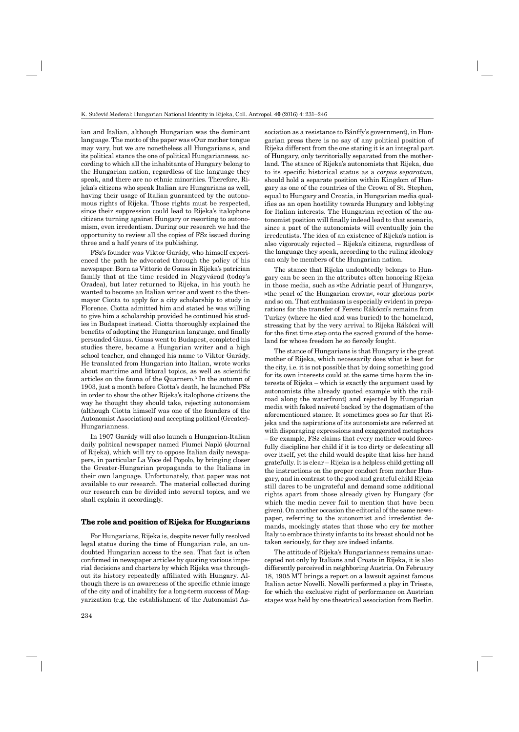ian and Italian, although Hungarian was the dominant language. The motto of the paper was »Our mother tongue may vary, but we are nonetheless all Hungarians.«, and its political stance the one of political Hungarianness, according to which all the inhabitants of Hungary belong to the Hungarian nation, regardless of the language they speak, and there are no ethnic minorities. Therefore, Rijeka's citizens who speak Italian are Hungarians as well, having their usage of Italian guaranteed by the autonomous rights of Rijeka. Those rights must be respected, since their suppression could lead to Rijeka's italophone citizens turning against Hungary or resorting to autonomism, even irredentism. During our research we had the opportunity to review all the copies of FSz issued during three and a half years of its publishing.

FSz's founder was Viktor Garády, who himself experienced the path he advocated through the policy of his newspaper. Born as Vittorio de Gauss in Rijeka's patrician family that at the time resided in Nagyvárad (today's Oradea), but later returned to Rijeka, in his youth he wanted to become an Italian writer and went to the then-mayor Ciotta to apply for a city scholarship to study in Florence. Ciotta admitted him and stated he was willing to give him a scholarship provided he continued his studies in Budapest instead. Ciotta thoroughly explained the benefits of adopting the Hungarian language, and finally persuaded Gauss. Gauss went to Budapest, completed his studies there, became a Hungarian writer and a high school teacher, and changed his name to Viktor Garády. He translated from Hungarian into Italian, wrote works about maritime and littoral topics, as well as scientific articles on the fauna of the Quarnero.[3] In the autumn of 1903, just a month before Ciotta's death, he launched FSz in order to show the other Rijeka's italophone citizens the way he thought they should take, rejecting autonomism (although Ciotta himself was one of the founders of the Autonomist Association) and accepting political (Greater)-Hungarianness.

In 1907 Garády will also launch a Hungarian-Italian daily political newspaper named Fiumei Napló (Journal of Rijeka), which will try to oppose Italian daily newspapers, in particular La Voce del Popolo, by bringing closer the Greater-Hungarian propaganda to the Italians in their own language. Unfortunately, that paper was not available to our research. The material collected during our research can be divided into several topics, and we shall explain it accordingly.

## The role and position of Rijeka for Hungarians

For Hungarians, Rijeka is, despite never fully resolved legal status during the time of Hungarian rule, an undoubted Hungarian access to the sea. That fact is often confirmed in newspaper articles by quoting various imperial decisions and charters by which Rijeka was throughout its history repeatedly affiliated with Hungary. Although there is an awareness of the specific ethnic image of the city and of inability for a long-term success of Magyarization (e.g. the establishment of the Autonomist Association as a resistance to Bánffy's government), in Hungarian press there is no say of any political position of Rijeka different from the one stating it is an integral part of Hungary, only territorially separated from the motherland. The stance of Rijeka's autonomists that Rijeka, due to its specific historical status as a *corpus separatum*, should hold a separate position within Kingdom of Hungary as one of the countries of the Crown of St. Stephen, equal to Hungary and Croatia, in Hungarian media qualifies as an open hostility towards Hungary and lobbying for Italian interests. The Hungarian rejection of the autonomist position will finally indeed lead to that scenario, since a part of the autonomists will eventually join the irredentists. The idea of an existence of Rijeka's nation is also vigorously rejected – Rijeka's citizens, regardless of the language they speak, according to the ruling ideology can only be members of the Hungarian nation.

The stance that Rijeka undoubtedly belongs to Hungary can be seen in the attributes often honoring Rijeka in those media, such as »the Adriatic pearl of Hungary«, »the pearl of the Hungarian crown«, »our glorious port« and so on. That enthusiasm is especially evident in preparations for the transfer of Ferenc Rákóczi's remains from Turkey (where he died and was buried) to the homeland, stressing that by the very arrival to Rijeka Rákóczi will for the first time step onto the sacred ground of the homeland for whose freedom he so fiercely fought.

The stance of Hungarians is that Hungary is the great mother of Rijeka, which necessarily does what is best for the city, i.e. it is not possible that by doing something good for its own interests could at the same time harm the interests of Rijeka – which is exactly the argument used by autonomists (the already quoted example with the railroad along the waterfront) and rejected by Hungarian media with faked naiveté backed by the dogmatism of the aforementioned stance. It sometimes goes so far that Rijeka and the aspirations of its autonomists are referred at with disparaging expressions and exaggerated metaphors – for example, FSz claims that every mother would forcefully discipline her child if it is too dirty or defecating all over itself, yet the child would despite that kiss her hand gratefully. It is clear – Rijeka is a helpless child getting all the instructions on the proper conduct from mother Hungary, and in contrast to the good and grateful child Rijeka still dares to be ungrateful and demand some additional rights apart from those already given by Hungary (for which the media never fail to mention that have been given). On another occasion the editorial of the same newspaper, referring to the autonomist and irredentist demands, mockingly states that those who cry for mother Italy to embrace thirsty infants to its breast should not be taken seriously, for they are indeed infants.

The attitude of Rijeka's Hungarianness remains unaccepted not only by Italians and Croats in Rijeka, it is also differently perceived in neighboring Austria. On February 18, 1905 MT brings a report on a lawsuit against famous Italian actor Novelli. Novelli performed a play in Trieste, for which the exclusive right of performance on Austrian stages was held by one theatrical association from Berlin.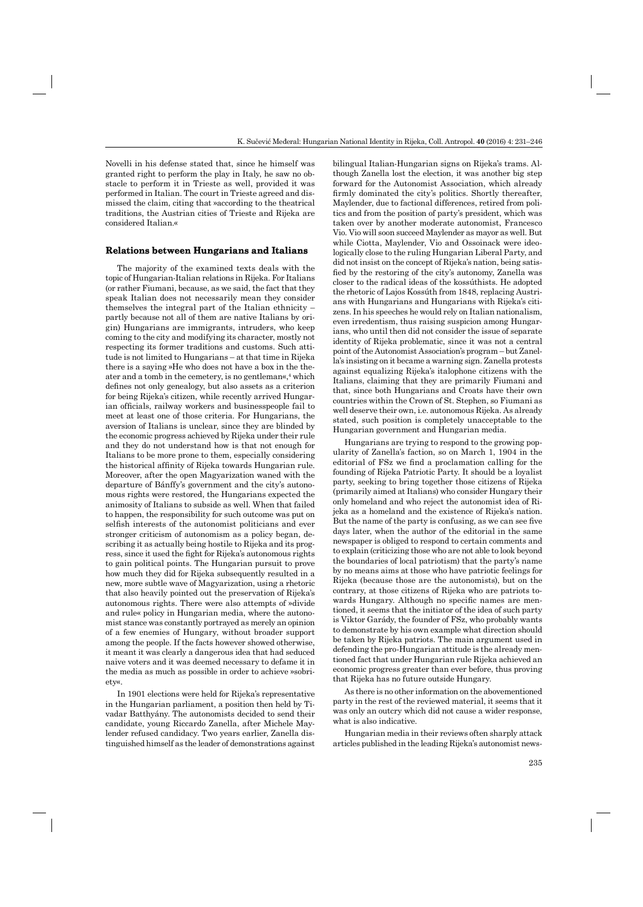Novelli in his defense stated that, since he himself was granted right to perform the play in Italy, he saw no obstacle to perform it in Trieste as well, provided it was performed in Italian. The court in Trieste agreed and dismissed the claim, citing that »according to the theatrical traditions, the Austrian cities of Trieste and Rijeka are considered Italian.«

## Relations between Hungarians and Italians

The majority of the examined texts deals with the topic of Hungarian-Italian relations in Rijeka. For Italians (or rather Fiumani, because, as we said, the fact that they speak Italian does not necessarily mean they consider themselves the integral part of the Italian ethnicity – partly because not all of them are native Italians by origin) Hungarians are immigrants, intruders, who keep coming to the city and modifying its character, mostly not respecting its former traditions and customs. Such attitude is not limited to Hungarians – at that time in Rijeka there is a saying »He who does not have a box in the theater and a tomb in the cemetery, is no gentleman«,[4] which defines not only genealogy, but also assets as a criterion for being Rijeka's citizen, while recently arrived Hungarian officials, railway workers and businesspeople fail to meet at least one of those criteria. For Hungarians, the aversion of Italians is unclear, since they are blinded by the economic progress achieved by Rijeka under their rule and they do not understand how is that not enough for Italians to be more prone to them, especially considering the historical affinity of Rijeka towards Hungarian rule. Moreover, after the open Magyarization waned with the departure of Bánffy's government and the city's autonomous rights were restored, the Hungarians expected the animosity of Italians to subside as well. When that failed to happen, the responsibility for such outcome was put on selfish interests of the autonomist politicians and ever stronger criticism of autonomism as a policy began, describing it as actually being hostile to Rijeka and its progress, since it used the fight for Rijeka's autonomous rights to gain political points. The Hungarian pursuit to prove how much they did for Rijeka subsequently resulted in a new, more subtle wave of Magyarization, using a rhetoric that also heavily pointed out the preservation of Rijeka's autonomous rights. There were also attempts of »divide and rule« policy in Hungarian media, where the autonomist stance was constantly portrayed as merely an opinion of a few enemies of Hungary, without broader support among the people. If the facts however showed otherwise, it meant it was clearly a dangerous idea that had seduced naive voters and it was deemed necessary to defame it in the media as much as possible in order to achieve »sobriety«.

In 1901 elections were held for Rijeka's representative in the Hungarian parliament, a position then held by Tivadar Batthyány. The autonomists decided to send their candidate, young Riccardo Zanella, after Michele Maylender refused candidacy. Two years earlier, Zanella distinguished himself as the leader of demonstrations against bilingual Italian-Hungarian signs on Rijeka's trams. Although Zanella lost the election, it was another big step forward for the Autonomist Association, which already firmly dominated the city's politics. Shortly thereafter, Maylender, due to factional differences, retired from politics and from the position of party's president, which was taken over by another moderate autonomist, Francesco Vio. Vio will soon succeed Maylender as mayor as well. But while Ciotta, Maylender, Vio and Ossoinack were ideologically close to the ruling Hungarian Liberal Party, and did not insist on the concept of Rijeka's nation, being satisfied by the restoring of the city's autonomy, Zanella was closer to the radical ideas of the kossúthists. He adopted the rhetoric of Lajos Kossúth from 1848, replacing Austrians with Hungarians and Hungarians with Rijeka's citizens. In his speeches he would rely on Italian nationalism, even irredentism, thus raising suspicion among Hungarians, who until then did not consider the issue of separate identity of Rijeka problematic, since it was not a central point of the Autonomist Association's program – but Zanella's insisting on it became a warning sign. Zanella protests against equalizing Rijeka's italophone citizens with the Italians, claiming that they are primarily Fiumani and that, since both Hungarians and Croats have their own countries within the Crown of St. Stephen, so Fiumani as well deserve their own, i.e. autonomous Rijeka. As already stated, such position is completely unacceptable to the Hungarian government and Hungarian media.

Hungarians are trying to respond to the growing popularity of Zanella's faction, so on March 1, 1904 in the editorial of FSz we find a proclamation calling for the founding of Rijeka Patriotic Party. It should be a loyalist party, seeking to bring together those citizens of Rijeka (primarily aimed at Italians) who consider Hungary their only homeland and who reject the autonomist idea of Rijeka as a homeland and the existence of Rijeka's nation. But the name of the party is confusing, as we can see five days later, when the author of the editorial in the same newspaper is obliged to respond to certain comments and to explain (criticizing those who are not able to look beyond the boundaries of local patriotism) that the party's name by no means aims at those who have patriotic feelings for Rijeka (because those are the autonomists), but on the contrary, at those citizens of Rijeka who are patriots towards Hungary. Although no specific names are mentioned, it seems that the initiator of the idea of such party is Viktor Garády, the founder of FSz, who probably wants to demonstrate by his own example what direction should be taken by Rijeka patriots. The main argument used in defending the pro-Hungarian attitude is the already mentioned fact that under Hungarian rule Rijeka achieved an economic progress greater than ever before, thus proving that Rijeka has no future outside Hungary.

As there is no other information on the abovementioned party in the rest of the reviewed material, it seems that it was only an outcry which did not cause a wider response, what is also indicative.

Hungarian media in their reviews often sharply attack articles published in the leading Rijeka's autonomist news-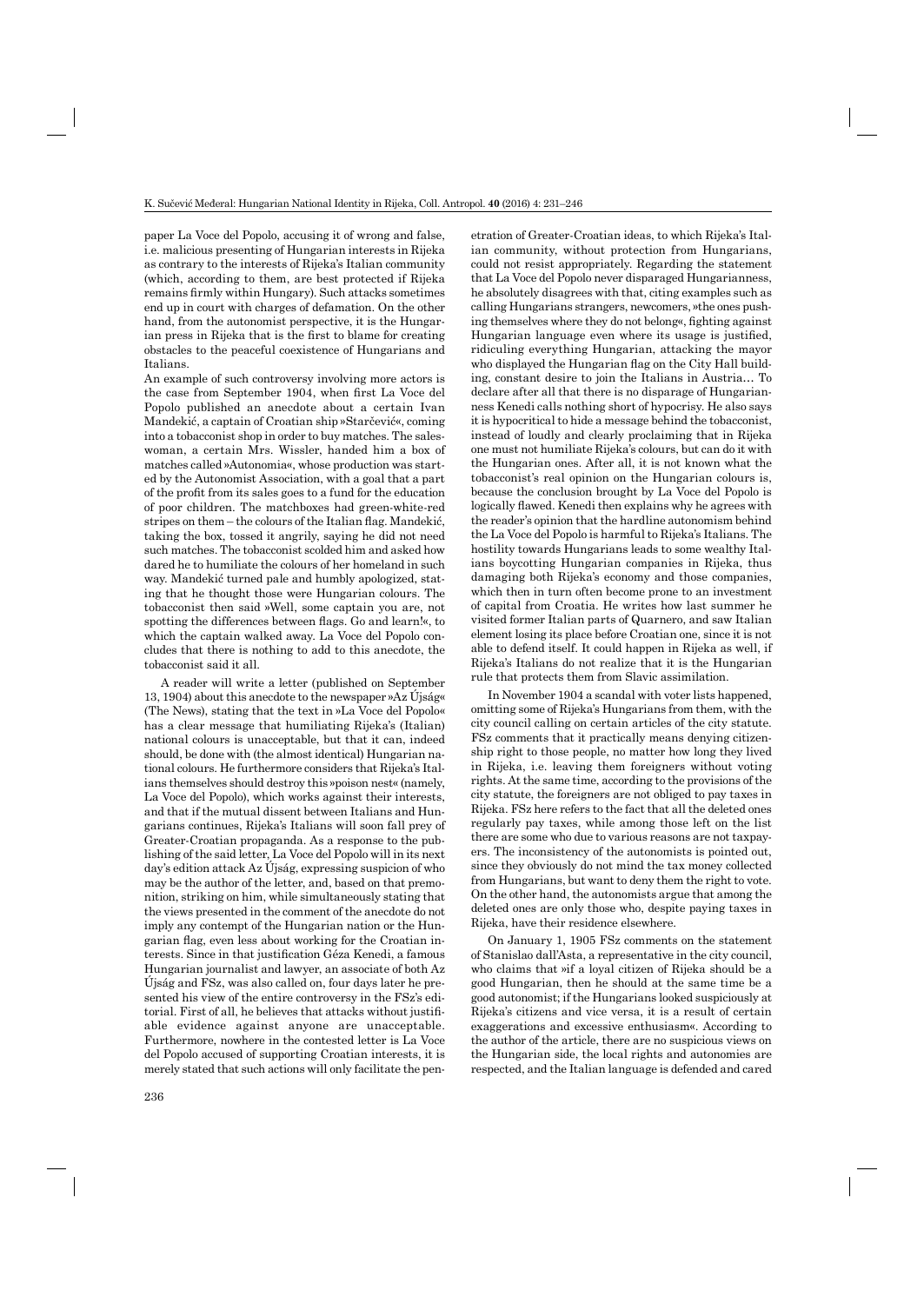paper La Voce del Popolo, accusing it of wrong and false, i.e. malicious presenting of Hungarian interests in Rijeka as contrary to the interests of Rijeka's Italian community (which, according to them, are best protected if Rijeka remains firmly within Hungary). Such attacks sometimes end up in court with charges of defamation. On the other hand, from the autonomist perspective, it is the Hungarian press in Rijeka that is the first to blame for creating obstacles to the peaceful coexistence of Hungarians and Italians.

An example of such controversy involving more actors is the case from September 1904, when first La Voce del Popolo published an anecdote about a certain Ivan Mandekić, a captain of Croatian ship »Starčević«, coming into a tobacconist shop in order to buy matches. The saleswoman, a certain Mrs. Wissler, handed him a box of matches called »Autonomia«, whose production was started by the Autonomist Association, with a goal that a part of the profit from its sales goes to a fund for the education of poor children. The matchboxes had green-white-red stripes on them – the colours of the Italian flag. Mandekić, taking the box, tossed it angrily, saying he did not need such matches. The tobacconist scolded him and asked how dared he to humiliate the colours of her homeland in such way. Mandekić turned pale and humbly apologized, stating that he thought those were Hungarian colours. The tobacconist then said »Well, some captain you are, not spotting the differences between flags. Go and learn!«, to which the captain walked away. La Voce del Popolo concludes that there is nothing to add to this anecdote, the tobacconist said it all.

A reader will write a letter (published on September 13, 1904) about this anecdote to the newspaper »Az Újság« (The News), stating that the text in »La Voce del Popolo« has a clear message that humiliating Rijeka's (Italian) national colours is unacceptable, but that it can, indeed should, be done with (the almost identical) Hungarian national colours. He furthermore considers that Rijeka's Italians themselves should destroy this »poison nest« (namely, La Voce del Popolo), which works against their interests, and that if the mutual dissent between Italians and Hungarians continues, Rijeka's Italians will soon fall prey of Greater-Croatian propaganda. As a response to the publishing of the said letter, La Voce del Popolo will in its next day's edition attack Az Újság, expressing suspicion of who may be the author of the letter, and, based on that premonition, striking on him, while simultaneously stating that the views presented in the comment of the anecdote do not imply any contempt of the Hungarian nation or the Hungarian flag, even less about working for the Croatian interests. Since in that justification Géza Kenedi, a famous Hungarian journalist and lawyer, an associate of both Az Újság and FSz, was also called on, four days later he presented his view of the entire controversy in the FSz's editorial. First of all, he believes that attacks without justifiable evidence against anyone are unacceptable. Furthermore, nowhere in the contested letter is La Voce del Popolo accused of supporting Croatian interests, it is merely stated that such actions will only facilitate the penetration of Greater-Croatian ideas, to which Rijeka's Italian community, without protection from Hungarians, could not resist appropriately. Regarding the statement that La Voce del Popolo never disparaged Hungarianness, he absolutely disagrees with that, citing examples such as calling Hungarians strangers, newcomers, »the ones pushing themselves where they do not belong«, fighting against Hungarian language even where its usage is justified, ridiculing everything Hungarian, attacking the mayor who displayed the Hungarian flag on the City Hall building, constant desire to join the Italians in Austria… To declare after all that there is no disparage of Hungarianness Kenedi calls nothing short of hypocrisy. He also says it is hypocritical to hide a message behind the tobacconist, instead of loudly and clearly proclaiming that in Rijeka one must not humiliate Rijeka's colours, but can do it with the Hungarian ones. After all, it is not known what the tobacconist's real opinion on the Hungarian colours is, because the conclusion brought by La Voce del Popolo is logically flawed. Kenedi then explains why he agrees with the reader's opinion that the hardline autonomism behind the La Voce del Popolo is harmful to Rijeka's Italians. The hostility towards Hungarians leads to some wealthy Italians boycotting Hungarian companies in Rijeka, thus damaging both Rijeka's economy and those companies, which then in turn often become prone to an investment of capital from Croatia. He writes how last summer he visited former Italian parts of Quarnero, and saw Italian element losing its place before Croatian one, since it is not able to defend itself. It could happen in Rijeka as well, if Rijeka's Italians do not realize that it is the Hungarian rule that protects them from Slavic assimilation.

In November 1904 a scandal with voter lists happened, omitting some of Rijeka's Hungarians from them, with the city council calling on certain articles of the city statute. FSz comments that it practically means denying citizenship right to those people, no matter how long they lived in Rijeka, i.e. leaving them foreigners without voting rights. At the same time, according to the provisions of the city statute, the foreigners are not obliged to pay taxes in Rijeka. FSz here refers to the fact that all the deleted ones regularly pay taxes, while among those left on the list there are some who due to various reasons are not taxpayers. The inconsistency of the autonomists is pointed out, since they obviously do not mind the tax money collected from Hungarians, but want to deny them the right to vote. On the other hand, the autonomists argue that among the deleted ones are only those who, despite paying taxes in Rijeka, have their residence elsewhere.

On January 1, 1905 FSz comments on the statement of Stanislao dall'Asta, a representative in the city council, who claims that »if a loyal citizen of Rijeka should be a good Hungarian, then he should at the same time be a good autonomist; if the Hungarians looked suspiciously at Rijeka's citizens and vice versa, it is a result of certain exaggerations and excessive enthusiasm«. According to the author of the article, there are no suspicious views on the Hungarian side, the local rights and autonomies are respected, and the Italian language is defended and cared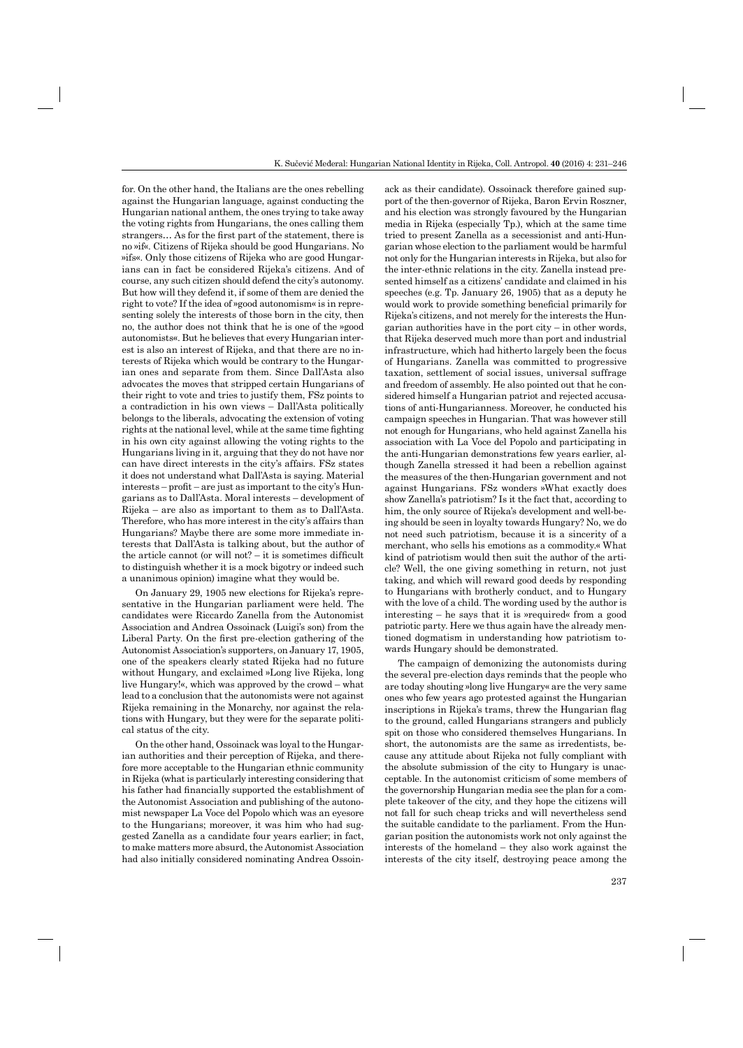for. On the other hand, the Italians are the ones rebelling against the Hungarian language, against conducting the Hungarian national anthem, the ones trying to take away the voting rights from Hungarians, the ones calling them strangers… As for the first part of the statement, there is no »if«. Citizens of Rijeka should be good Hungarians. No »ifs«. Only those citizens of Rijeka who are good Hungarians can in fact be considered Rijeka's citizens. And of course, any such citizen should defend the city's autonomy. But how will they defend it, if some of them are denied the right to vote? If the idea of »good autonomism« is in representing solely the interests of those born in the city, then no, the author does not think that he is one of the »good autonomists«. But he believes that every Hungarian interest is also an interest of Rijeka, and that there are no interests of Rijeka which would be contrary to the Hungarian ones and separate from them. Since Dall'Asta also advocates the moves that stripped certain Hungarians of their right to vote and tries to justify them, FSz points to a contradiction in his own views – Dall'Asta politically belongs to the liberals, advocating the extension of voting rights at the national level, while at the same time fighting in his own city against allowing the voting rights to the Hungarians living in it, arguing that they do not have nor can have direct interests in the city's affairs. FSz states it does not understand what Dall'Asta is saying. Material interests – profit – are just as important to the city's Hungarians as to Dall'Asta. Moral interests – development of Rijeka – are also as important to them as to Dall'Asta. Therefore, who has more interest in the city's affairs than Hungarians? Maybe there are some more immediate interests that Dall'Asta is talking about, but the author of the article cannot (or will not? – it is sometimes difficult to distinguish whether it is a mock bigotry or indeed such a unanimous opinion) imagine what they would be.

On January 29, 1905 new elections for Rijeka's representative in the Hungarian parliament were held. The candidates were Riccardo Zanella from the Autonomist Association and Andrea Ossoinack (Luigi's son) from the Liberal Party. On the first pre-election gathering of the Autonomist Association's supporters, on January 17, 1905, one of the speakers clearly stated Rijeka had no future without Hungary, and exclaimed »Long live Rijeka, long live Hungary!«, which was approved by the crowd – what lead to a conclusion that the autonomists were not against Rijeka remaining in the Monarchy, nor against the relations with Hungary, but they were for the separate political status of the city.

On the other hand, Ossoinack was loyal to the Hungarian authorities and their perception of Rijeka, and therefore more acceptable to the Hungarian ethnic community in Rijeka (what is particularly interesting considering that his father had financially supported the establishment of the Autonomist Association and publishing of the autonomist newspaper La Voce del Popolo which was an eyesore to the Hungarians; moreover, it was him who had suggested Zanella as a candidate four years earlier; in fact, to make matters more absurd, the Autonomist Association had also initially considered nominating Andrea Ossoinack as their candidate). Ossoinack therefore gained support of the then-governor of Rijeka, Baron Ervin Roszner, and his election was strongly favoured by the Hungarian media in Rijeka (especially Tp.), which at the same time tried to present Zanella as a secessionist and anti-Hungarian whose election to the parliament would be harmful not only for the Hungarian interests in Rijeka, but also for the inter-ethnic relations in the city. Zanella instead presented himself as a citizens' candidate and claimed in his speeches (e.g. Tp. January 26, 1905) that as a deputy he would work to provide something beneficial primarily for Rijeka's citizens, and not merely for the interests the Hungarian authorities have in the port city – in other words, that Rijeka deserved much more than port and industrial infrastructure, which had hitherto largely been the focus of Hungarians. Zanella was committed to progressive taxation, settlement of social issues, universal suffrage and freedom of assembly. He also pointed out that he considered himself a Hungarian patriot and rejected accusations of anti-Hungarianness. Moreover, he conducted his campaign speeches in Hungarian. That was however still not enough for Hungarians, who held against Zanella his association with La Voce del Popolo and participating in the anti-Hungarian demonstrations few years earlier, although Zanella stressed it had been a rebellion against the measures of the then-Hungarian government and not against Hungarians. FSz wonders »What exactly does show Zanella's patriotism? Is it the fact that, according to him, the only source of Rijeka's development and well-being should be seen in loyalty towards Hungary? No, we do not need such patriotism, because it is a sincerity of a merchant, who sells his emotions as a commodity.« What kind of patriotism would then suit the author of the article? Well, the one giving something in return, not just taking, and which will reward good deeds by responding to Hungarians with brotherly conduct, and to Hungary with the love of a child. The wording used by the author is interesting – he says that it is »required« from a good patriotic party. Here we thus again have the already mentioned dogmatism in understanding how patriotism towards Hungary should be demonstrated.

The campaign of demonizing the autonomists during the several pre-election days reminds that the people who are today shouting »long live Hungary« are the very same ones who few years ago protested against the Hungarian inscriptions in Rijeka's trams, threw the Hungarian flag to the ground, called Hungarians strangers and publicly spit on those who considered themselves Hungarians. In short, the autonomists are the same as irredentists, because any attitude about Rijeka not fully compliant with the absolute submission of the city to Hungary is unacceptable. In the autonomist criticism of some members of the governorship Hungarian media see the plan for a complete takeover of the city, and they hope the citizens will not fall for such cheap tricks and will nevertheless send the suitable candidate to the parliament. From the Hungarian position the autonomists work not only against the interests of the homeland – they also work against the interests of the city itself, destroying peace among the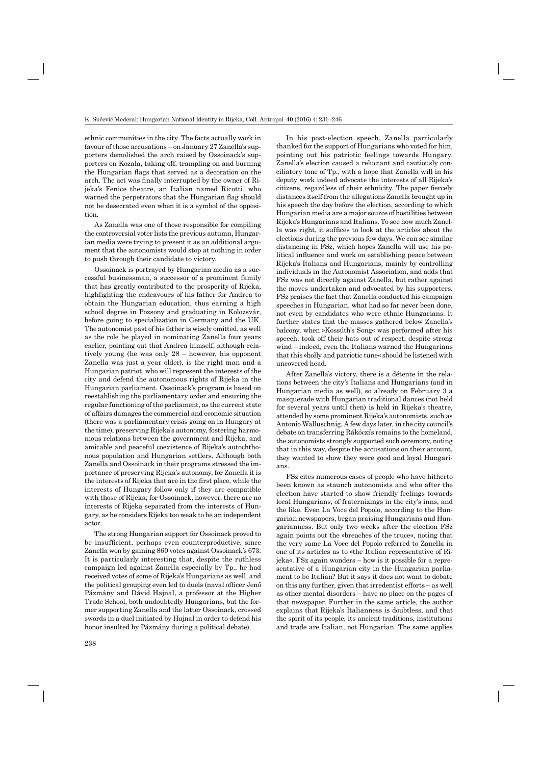ethnic communities in the city. The facts actually work in favour of those accusations – on January 27 Zanella's supporters demolished the arch raised by Ossoinack's supporters on Kozala, taking off, trampling on and burning the Hungarian flags that served as a decoration on the arch. The act was finally interrupted by the owner of Rijeka's Fenice theatre, an Italian named Ricotti, who warned the perpetrators that the Hungarian flag should not be desecrated even when it is a symbol of the opposition.

As Zanella was one of those responsible for compiling the controversial voter lists the previous autumn, Hungarian media were trying to present it as an additional argument that the autonomists would stop at nothing in order to push through their candidate to victory.

Ossoinack is portrayed by Hungarian media as a successful businessman, a successor of a prominent family that has greatly contributed to the prosperity of Rijeka, highlighting the endeavours of his father for Andrea to obtain the Hungarian education, thus earning a high school degree in Pozsony and graduating in Kolozsvár, before going to specialization in Germany and the UK. The autonomist past of his father is wisely omitted, as well as the role he played in nominating Zanella four years earlier, pointing out that Andrea himself, although relatively young (he was only 28 – however, his opponent Zanella was just a year older), is the right man and a Hungarian patriot, who will represent the interests of the city and defend the autonomous rights of Rijeka in the Hungarian parliament. Ossoinack's program is based on reestablishing the parliamentary order and ensuring the regular functioning of the parliament, as the current state of affairs damages the commercial and economic situation (there was a parliamentary crisis going on in Hungary at the time), preserving Rijeka's autonomy, fostering harmonious relations between the government and Rijeka, and amicable and peaceful coexistence of Rijeka's autochthonous population and Hungarian settlers. Although both Zanella and Ossoinack in their programs stressed the importance of preserving Rijeka's autonomy, for Zanella it is the interests of Rijeka that are in the first place, while the interests of Hungary follow only if they are compatible with those of Rijeka; for Ossoinack, however, there are no interests of Rijeka separated from the interests of Hungary, as he considers Rijeka too weak to be an independent actor.

The strong Hungarian support for Ossoinack proved to be insufficient, perhaps even counterproductive, since Zanella won by gaining 860 votes against Ossoinack's 673. It is particularly interesting that, despite the ruthless campaign led against Zanella especially by Tp., he had received votes of some of Rijeka's Hungarians as well, and the political grouping even led to duels (naval officer Jenő Pázmány and Dávid Hajnal, a professor at the Higher Trade School, both undoubtedly Hungarians, but the former supporting Zanella and the latter Ossoinack, crossed swords in a duel initiated by Hajnal in order to defend his honor insulted by Pázmány during a political debate).

In his post-election speech, Zanella particularly thanked for the support of Hungarians who voted for him, pointing out his patriotic feelings towards Hungary. Zanella's election caused a reluctant and cautiously conciliatory tone of Tp., with a hope that Zanella will in his deputy work indeed advocate the interests of all Rijeka's citizens, regardless of their ethnicity. The paper fiercely distances itself from the allegations Zanella brought up in his speech the day before the election, according to which Hungarian media are a major source of hostilities between Rijeka's Hungarians and Italians. To see how much Zanella was right, it suffices to look at the articles about the elections during the previous few days. We can see similar distancing in FSz, which hopes Zanella will use his political influence and work on establishing peace between Rijeka's Italians and Hungarians, mainly by controlling individuals in the Autonomist Association, and adds that FSz was not directly against Zanella, but rather against the moves undertaken and advocated by his supporters. FSz praises the fact that Zanella conducted his campaign speeches in Hungarian, what had so far never been done, not even by candidates who were ethnic Hungarians. It further states that the masses gathered below Zanella's balcony, when »Kossúth's Song« was performed after his speech, took off their hats out of respect, despite strong wind – indeed, even the Italians warned the Hungarians that this »holly and patriotic tune« should be listened with uncovered head.

After Zanella's victory, there is a détente in the relations between the city's Italians and Hungarians (and in Hungarian media as well), so already on February 3 a masquerade with Hungarian traditional dances (not held for several years until then) is held in Rijeka's theatre, attended by some prominent Rijeka's autonomists, such as Antonio Walluschnig. A few days later, in the city council's debate on transferring Rákóczi's remains to the homeland, the autonomists strongly supported such ceremony, noting that in this way, despite the accusations on their account, they wanted to show they were good and loyal Hungarians.

FSz cites numerous cases of people who have hitherto been known as staunch autonomists and who after the election have started to show friendly feelings towards local Hungarians, of fraternizings in the city's inns, and the like. Even La Voce del Popolo, according to the Hungarian newspapers, began praising Hungarians and Hungarianness. But only two weeks after the election FSz again points out the »breaches of the truce«, noting that the very same La Voce del Popolo referred to Zanella in one of its articles as to »the Italian representative of Rijeka«. FSz again wonders – how is it possible for a representative of a Hungarian city in the Hungarian parliament to be Italian? But it says it does not want to debate on this any further, given that irredentist efforts – as well as other mental disorders – have no place on the pages of that newspaper. Further in the same article, the author explains that Rijeka's Italianness is doubtless, and that the spirit of its people, its ancient traditions, institutions and trade are Italian, not Hungarian. The same applies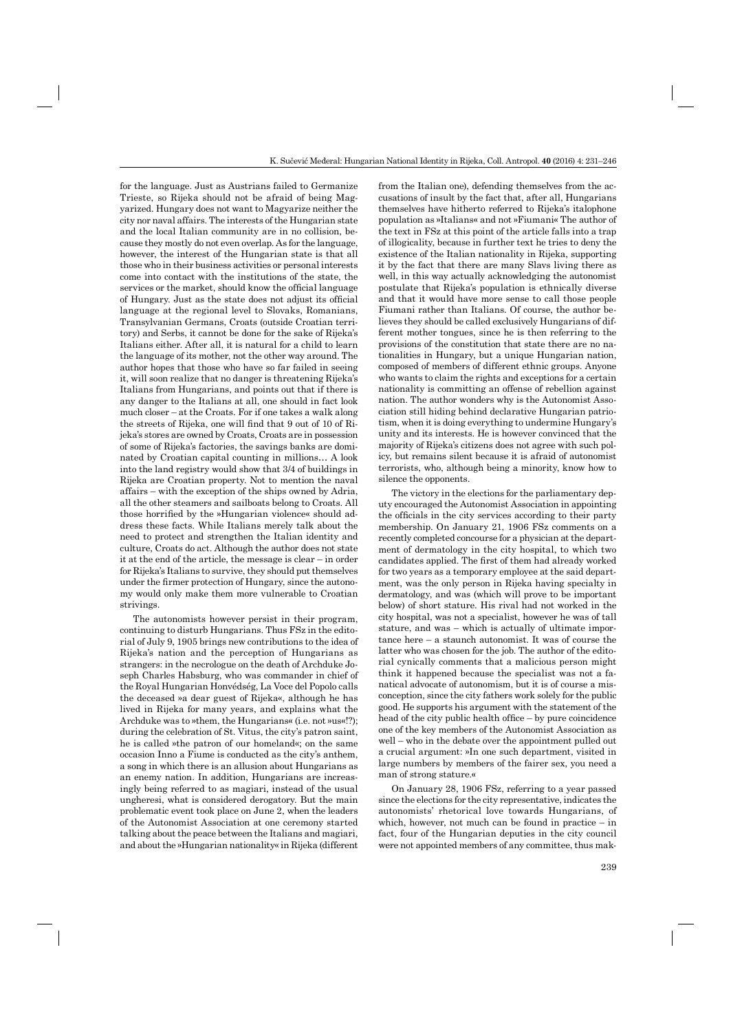for the language. Just as Austrians failed to Germanize Trieste, so Rijeka should not be afraid of being Magyarized. Hungary does not want to Magyarize neither the city nor naval affairs. The interests of the Hungarian state and the local Italian community are in no collision, because they mostly do not even overlap. As for the language, however, the interest of the Hungarian state is that all those who in their business activities or personal interests come into contact with the institutions of the state, the services or the market, should know the official language of Hungary. Just as the state does not adjust its official language at the regional level to Slovaks, Romanians, Transylvanian Germans, Croats (outside Croatian territory) and Serbs, it cannot be done for the sake of Rijeka's Italians either. After all, it is natural for a child to learn the language of its mother, not the other way around. The author hopes that those who have so far failed in seeing it, will soon realize that no danger is threatening Rijeka's Italians from Hungarians, and points out that if there is any danger to the Italians at all, one should in fact look much closer – at the Croats. For if one takes a walk along the streets of Rijeka, one will find that 9 out of 10 of Rijeka's stores are owned by Croats, Croats are in possession of some of Rijeka's factories, the savings banks are dominated by Croatian capital counting in millions… A look into the land registry would show that 3/4 of buildings in Rijeka are Croatian property. Not to mention the naval affairs – with the exception of the ships owned by Adria, all the other steamers and sailboats belong to Croats. All those horrified by the »Hungarian violence« should address these facts. While Italians merely talk about the need to protect and strengthen the Italian identity and culture, Croats do act. Although the author does not state it at the end of the article, the message is clear – in order for Rijeka's Italians to survive, they should put themselves under the firmer protection of Hungary, since the autonomy would only make them more vulnerable to Croatian strivings.

The autonomists however persist in their program, continuing to disturb Hungarians. Thus FSz in the editorial of July 9, 1905 brings new contributions to the idea of Rijeka's nation and the perception of Hungarians as strangers: in the necrologue on the death of Archduke Joseph Charles Habsburg, who was commander in chief of the Royal Hungarian Honvédség, La Voce del Popolo calls the deceased »a dear guest of Rijeka«, although he has lived in Rijeka for many years, and explains what the Archduke was to »them, the Hungarians« (i.e. not »us«!?); during the celebration of St. Vitus, the city's patron saint, he is called »the patron of our homeland«; on the same occasion Inno a Fiume is conducted as the city's anthem, a song in which there is an allusion about Hungarians as an enemy nation. In addition, Hungarians are increasingly being referred to as magiari, instead of the usual ungheresi, what is considered derogatory. But the main problematic event took place on June 2, when the leaders of the Autonomist Association at one ceremony started talking about the peace between the Italians and magiari, and about the »Hungarian nationality« in Rijeka (different from the Italian one), defending themselves from the accusations of insult by the fact that, after all, Hungarians themselves have hitherto referred to Rijeka's italophone population as »Italians« and not »Fiumani« The author of the text in FSz at this point of the article falls into a trap of illogicality, because in further text he tries to deny the existence of the Italian nationality in Rijeka, supporting it by the fact that there are many Slavs living there as well, in this way actually acknowledging the autonomist postulate that Rijeka's population is ethnically diverse and that it would have more sense to call those people Fiumani rather than Italians. Of course, the author believes they should be called exclusively Hungarians of different mother tongues, since he is then referring to the provisions of the constitution that state there are no nationalities in Hungary, but a unique Hungarian nation, composed of members of different ethnic groups. Anyone who wants to claim the rights and exceptions for a certain nationality is committing an offense of rebellion against nation. The author wonders why is the Autonomist Association still hiding behind declarative Hungarian patriotism, when it is doing everything to undermine Hungary's unity and its interests. He is however convinced that the majority of Rijeka's citizens does not agree with such policy, but remains silent because it is afraid of autonomist terrorists, who, although being a minority, know how to silence the opponents.

The victory in the elections for the parliamentary deputy encouraged the Autonomist Association in appointing the officials in the city services according to their party membership. On January 21, 1906 FSz comments on a recently completed concourse for a physician at the department of dermatology in the city hospital, to which two candidates applied. The first of them had already worked for two years as a temporary employee at the said department, was the only person in Rijeka having specialty in dermatology, and was (which will prove to be important below) of short stature. His rival had not worked in the city hospital, was not a specialist, however he was of tall stature, and was – which is actually of ultimate importance here – a staunch autonomist. It was of course the latter who was chosen for the job. The author of the editorial cynically comments that a malicious person might think it happened because the specialist was not a fanatical advocate of autonomism, but it is of course a misconception, since the city fathers work solely for the public good. He supports his argument with the statement of the head of the city public health office – by pure coincidence one of the key members of the Autonomist Association as well – who in the debate over the appointment pulled out a crucial argument: »In one such department, visited in large numbers by members of the fairer sex, you need a man of strong stature.«

On January 28, 1906 FSz, referring to a year passed since the elections for the city representative, indicates the autonomists' rhetorical love towards Hungarians, of which, however, not much can be found in practice – in fact, four of the Hungarian deputies in the city council were not appointed members of any committee, thus mak-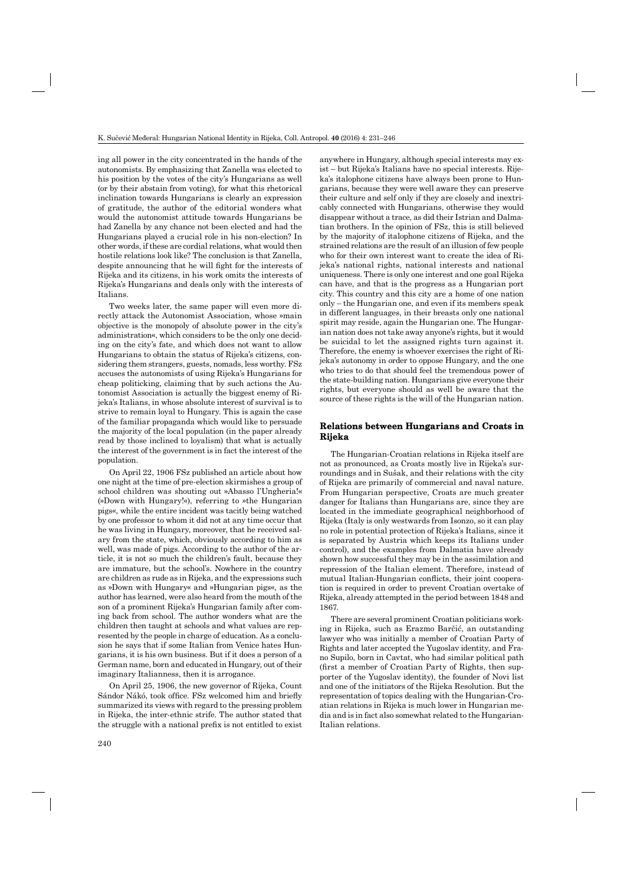ing all power in the city concentrated in the hands of the autonomists. By emphasizing that Zanella was elected to his position by the votes of the city's Hungarians as well (or by their abstain from voting), for what this rhetorical inclination towards Hungarians is clearly an expression of gratitude, the author of the editorial wonders what would the autonomist attitude towards Hungarians be had Zanella by any chance not been elected and had the Hungarians played a crucial role in his non-election? In other words, if these are cordial relations, what would then hostile relations look like? The conclusion is that Zanella, despite announcing that he will fight for the interests of Rijeka and its citizens, in his work omits the interests of Rijeka's Hungarians and deals only with the interests of Italians.

Two weeks later, the same paper will even more directly attack the Autonomist Association, whose »main objective is the monopoly of absolute power in the city's administration«, which considers to be the only one deciding on the city's fate, and which does not want to allow Hungarians to obtain the status of Rijeka's citizens, considering them strangers, guests, nomads, less worthy. FSz accuses the autonomists of using Rijeka's Hungarians for cheap politicking, claiming that by such actions the Autonomist Association is actually the biggest enemy of Rijeka's Italians, in whose absolute interest of survival is to strive to remain loyal to Hungary. This is again the case of the familiar propaganda which would like to persuade the majority of the local population (in the paper already read by those inclined to loyalism) that what is actually the interest of the government is in fact the interest of the population.

On April 22, 1906 FSz published an article about how one night at the time of pre-election skirmishes a group of school children was shouting out »Abasso l'Ungheria!« (»Down with Hungary!«), referring to »the Hungarian pigs«, while the entire incident was tacitly being watched by one professor to whom it did not at any time occur that he was living in Hungary, moreover, that he received salary from the state, which, obviously according to him as well, was made of pigs. According to the author of the article, it is not so much the children's fault, because they are immature, but the school's. Nowhere in the country are children as rude as in Rijeka, and the expressions such as »Down with Hungary« and »Hungarian pigs«, as the author has learned, were also heard from the mouth of the son of a prominent Rijeka's Hungarian family after coming back from school. The author wonders what are the children then taught at schools and what values are represented by the people in charge of education. As a conclusion he says that if some Italian from Venice hates Hungarians, it is his own business. But if it does a person of a German name, born and educated in Hungary, out of their imaginary Italianness, then it is arrogance.

On April 25, 1906, the new governor of Rijeka, Count Sándor Nákó, took office. FSz welcomed him and briefly summarized its views with regard to the pressing problem in Rijeka, the inter-ethnic strife. The author stated that the struggle with a national prefix is not entitled to exist anywhere in Hungary, although special interests may exist – but Rijeka's Italians have no special interests. Rijeka's italophone citizens have always been prone to Hungarians, because they were well aware they can preserve their culture and self only if they are closely and inextricably connected with Hungarians, otherwise they would disappear without a trace, as did their Istrian and Dalmatian brothers. In the opinion of FSz, this is still believed by the majority of italophone citizens of Rijeka, and the strained relations are the result of an illusion of few people who for their own interest want to create the idea of Rijeka's national rights, national interests and national uniqueness. There is only one interest and one goal Rijeka can have, and that is the progress as a Hungarian port city. This country and this city are a home of one nation only – the Hungarian one, and even if its members speak in different languages, in their breasts only one national spirit may reside, again the Hungarian one. The Hungarian nation does not take away anyone's rights, but it would be suicidal to let the assigned rights turn against it. Therefore, the enemy is whoever exercises the right of Rijeka's autonomy in order to oppose Hungary, and the one who tries to do that should feel the tremendous power of the state-building nation. Hungarians give everyone their rights, but everyone should as well be aware that the source of these rights is the will of the Hungarian nation.

## Relations between Hungarians and Croats in Rijeka

The Hungarian-Croatian relations in Rijeka itself are not as pronounced, as Croats mostly live in Rijeka's surroundings and in Sušak, and their relations with the city of Rijeka are primarily of commercial and naval nature. From Hungarian perspective, Croats are much greater danger for Italians than Hungarians are, since they are located in the immediate geographical neighborhood of Rijeka (Italy is only westwards from Isonzo, so it can play no role in potential protection of Rijeka's Italians, since it is separated by Austria which keeps its Italians under control), and the examples from Dalmatia have already shown how successful they may be in the assimilation and repression of the Italian element. Therefore, instead of mutual Italian-Hungarian conflicts, their joint cooperation is required in order to prevent Croatian overtake of Rijeka, already attempted in the period between 1848 and 1867.

There are several prominent Croatian politicians working in Rijeka, such as Erazmo Barčić, an outstanding lawyer who was initially a member of Croatian Party of Rights and later accepted the Yugoslav identity, and Frano Supilo, born in Cavtat, who had similar political path (first a member of Croatian Party of Rights, then supporter of the Yugoslav identity), the founder of Novi list and one of the initiators of the Rijeka Resolution. But the representation of topics dealing with the Hungarian-Croatian relations in Rijeka is much lower in Hungarian media and is in fact also somewhat related to the Hungarian-Italian relations.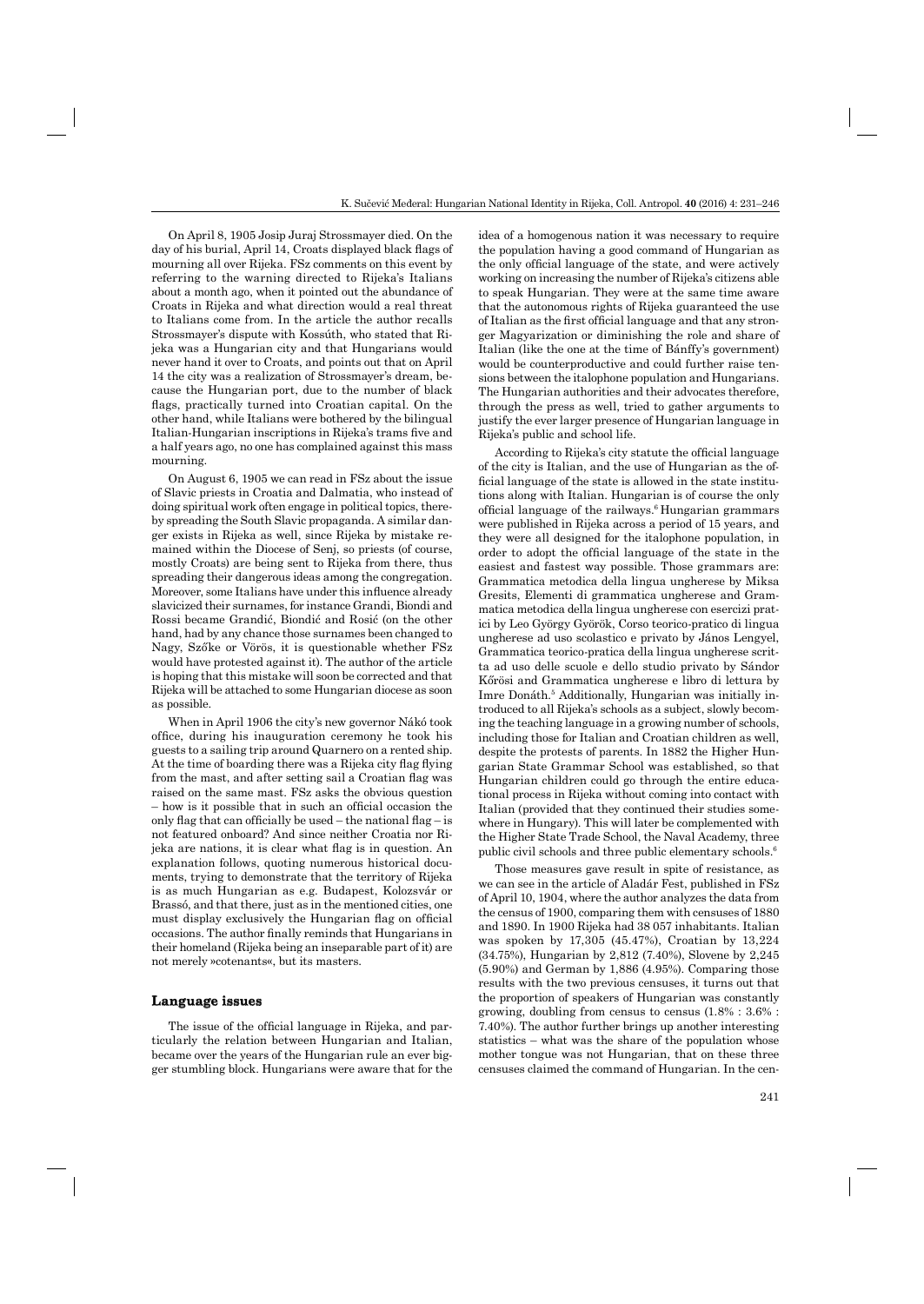On April 8, 1905 Josip Juraj Strossmayer died. On the day of his burial, April 14, Croats displayed black flags of mourning all over Rijeka. FSz comments on this event by referring to the warning directed to Rijeka's Italians about a month ago, when it pointed out the abundance of Croats in Rijeka and what direction would a real threat to Italians come from. In the article the author recalls Strossmayer's dispute with Kossúth, who stated that Rijeka was a Hungarian city and that Hungarians would never hand it over to Croats, and points out that on April 14 the city was a realization of Strossmayer's dream, because the Hungarian port, due to the number of black flags, practically turned into Croatian capital. On the other hand, while Italians were bothered by the bilingual Italian-Hungarian inscriptions in Rijeka's trams five and a half years ago, no one has complained against this mass mourning.

On August 6, 1905 we can read in FSz about the issue of Slavic priests in Croatia and Dalmatia, who instead of doing spiritual work often engage in political topics, thereby spreading the South Slavic propaganda. A similar danger exists in Rijeka as well, since Rijeka by mistake remained within the Diocese of Senj, so priests (of course, mostly Croats) are being sent to Rijeka from there, thus spreading their dangerous ideas among the congregation. Moreover, some Italians have under this influence already slavicized their surnames, for instance Grandi, Biondi and Rossi became Grandić, Biondić and Rosić (on the other hand, had by any chance those surnames been changed to Nagy, Szőke or Vörös, it is questionable whether FSz would have protested against it). The author of the article is hoping that this mistake will soon be corrected and that Rijeka will be attached to some Hungarian diocese as soon as possible.

When in April 1906 the city's new governor Nákó took office, during his inauguration ceremony he took his guests to a sailing trip around Quarnero on a rented ship. At the time of boarding there was a Rijeka city flag flying from the mast, and after setting sail a Croatian flag was raised on the same mast. FSz asks the obvious question – how is it possible that in such an official occasion the only flag that can officially be used – the national flag – is not featured onboard? And since neither Croatia nor Rijeka are nations, it is clear what flag is in question. An explanation follows, quoting numerous historical documents, trying to demonstrate that the territory of Rijeka is as much Hungarian as e.g. Budapest, Kolozsvár or Brassó, and that there, just as in the mentioned cities, one must display exclusively the Hungarian flag on official occasions. The author finally reminds that Hungarians in their homeland (Rijeka being an inseparable part of it) are not merely »cotenants«, but its masters.

## Language issues

The issue of the official language in Rijeka, and particularly the relation between Hungarian and Italian, became over the years of the Hungarian rule an ever bigger stumbling block. Hungarians were aware that for the idea of a homogenous nation it was necessary to require the population having a good command of Hungarian as the only official language of the state, and were actively working on increasing the number of Rijeka's citizens able to speak Hungarian. They were at the same time aware that the autonomous rights of Rijeka guaranteed the use of Italian as the first official language and that any stronger Magyarization or diminishing the role and share of Italian (like the one at the time of Bánffy's government) would be counterproductive and could further raise tensions between the italophone population and Hungarians. The Hungarian authorities and their advocates therefore, through the press as well, tried to gather arguments to justify the ever larger presence of Hungarian language in Rijeka's public and school life.

According to Rijeka's city statute the official language of the city is Italian, and the use of Hungarian as the official language of the state is allowed in the state institutions along with Italian. Hungarian is of course the only official language of the railways.[6] Hungarian grammars were published in Rijeka across a period of 15 years, and they were all designed for the italophone population, in order to adopt the official language of the state in the easiest and fastest way possible. Those grammars are: Grammatica metodica della lingua ungherese by Miksa Gresits, Elementi di grammatica ungherese and Grammatica metodica della lingua ungherese con esercizi pratici by Leo György Györök, Corso teorico-pratico di lingua ungherese ad uso scolastico e privato by János Lengyel, Grammatica teorico-pratica della lingua ungherese scritta ad uso delle scuole e dello studio privato by Sándor Kőrösi and Grammatica ungherese e libro di lettura by Imre Donáth.[5] Additionally, Hungarian was initially introduced to all Rijeka's schools as a subject, slowly becoming the teaching language in a growing number of schools, including those for Italian and Croatian children as well, despite the protests of parents. In 1882 the Higher Hungarian State Grammar School was established, so that Hungarian children could go through the entire educational process in Rijeka without coming into contact with Italian (provided that they continued their studies somewhere in Hungary). This will later be complemented with the Higher State Trade School, the Naval Academy, three public civil schools and three public elementary schools.[6]

Those measures gave result in spite of resistance, as we can see in the article of Aladár Fest, published in FSz of April 10, 1904, where the author analyzes the data from the census of 1900, comparing them with censuses of 1880 and 1890. In 1900 Rijeka had 38 057 inhabitants. Italian was spoken by 17,305 (45.47%), Croatian by 13,224 (34.75%), Hungarian by 2,812 (7.40%), Slovene by 2,245 (5.90%) and German by 1,886 (4.95%). Comparing those results with the two previous censuses, it turns out that the proportion of speakers of Hungarian was constantly growing, doubling from census to census (1.8% : 3.6% : 7.40%). The author further brings up another interesting statistics – what was the share of the population whose mother tongue was not Hungarian, that on these three censuses claimed the command of Hungarian. In the cen-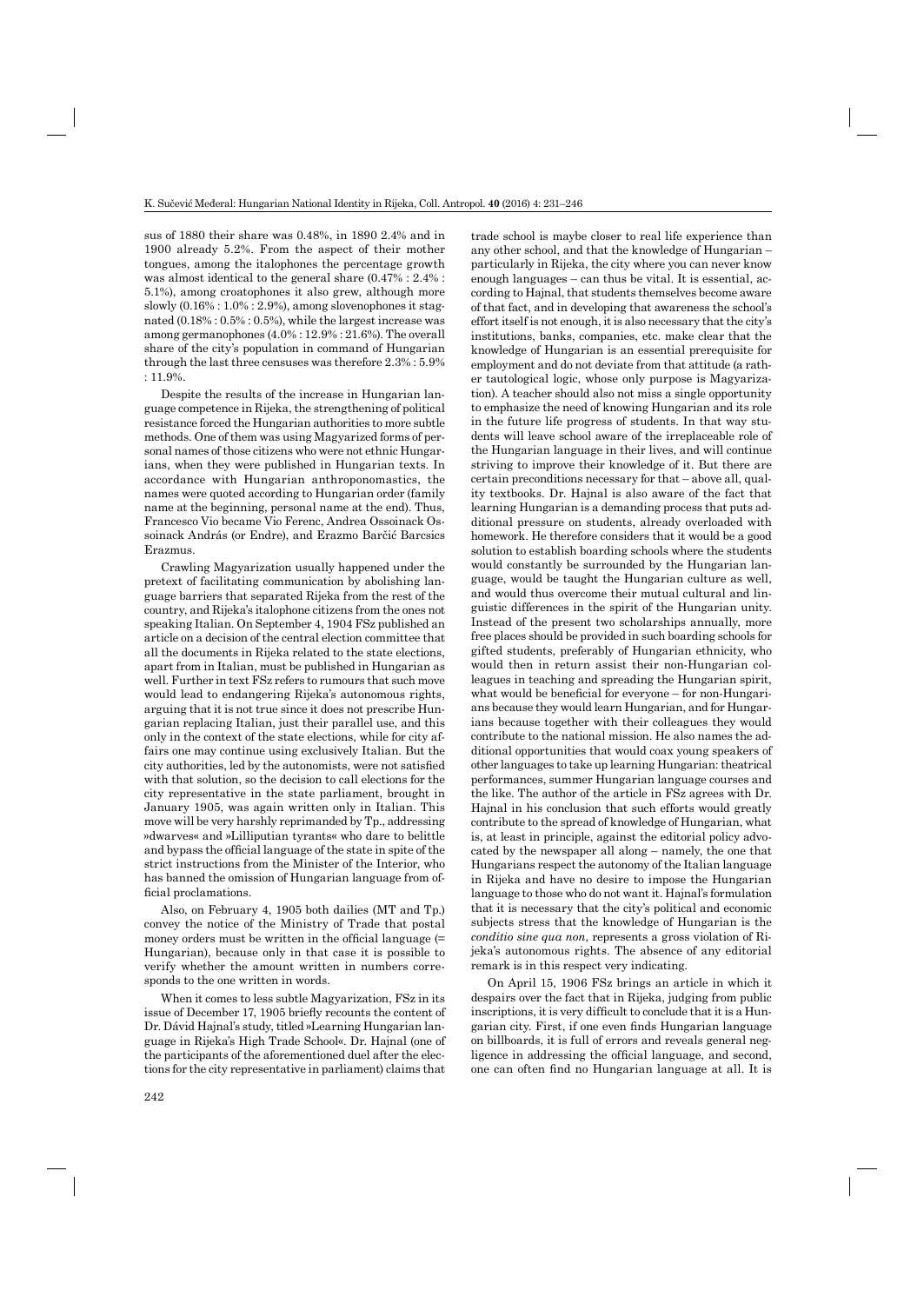sus of 1880 their share was 0.48%, in 1890 2.4% and in 1900 already 5.2%. From the aspect of their mother tongues, among the italophones the percentage growth was almost identical to the general share (0.47% : 2.4% : 5.1%), among croatophones it also grew, although more slowly (0.16% : 1.0% : 2.9%), among slovenophones it stagnated (0.18% : 0.5% : 0.5%), while the largest increase was among germanophones (4.0% : 12.9% : 21.6%). The overall share of the city's population in command of Hungarian through the last three censuses was therefore 2.3% : 5.9% : 11.9%.

Despite the results of the increase in Hungarian language competence in Rijeka, the strengthening of political resistance forced the Hungarian authorities to more subtle methods. One of them was using Magyarized forms of personal names of those citizens who were not ethnic Hungarians, when they were published in Hungarian texts. In accordance with Hungarian anthroponomastics, the names were quoted according to Hungarian order (family name at the beginning, personal name at the end). Thus, Francesco Vio became Vio Ferenc, Andrea Ossoinack Ossoinack András (or Endre), and Erazmo Barčić Barcsics Erazmus.

Crawling Magyarization usually happened under the pretext of facilitating communication by abolishing language barriers that separated Rijeka from the rest of the country, and Rijeka's italophone citizens from the ones not speaking Italian. On September 4, 1904 FSz published an article on a decision of the central election committee that all the documents in Rijeka related to the state elections, apart from in Italian, must be published in Hungarian as well. Further in text FSz refers to rumours that such move would lead to endangering Rijeka's autonomous rights, arguing that it is not true since it does not prescribe Hungarian replacing Italian, just their parallel use, and this only in the context of the state elections, while for city affairs one may continue using exclusively Italian. But the city authorities, led by the autonomists, were not satisfied with that solution, so the decision to call elections for the city representative in the state parliament, brought in January 1905, was again written only in Italian. This move will be very harshly reprimanded by Tp., addressing »dwarves« and »Lilliputian tyrants« who dare to belittle and bypass the official language of the state in spite of the strict instructions from the Minister of the Interior, who has banned the omission of Hungarian language from official proclamations.

Also, on February 4, 1905 both dailies (MT and Tp.) convey the notice of the Ministry of Trade that postal money orders must be written in the official language (= Hungarian), because only in that case it is possible to verify whether the amount written in numbers corresponds to the one written in words.

When it comes to less subtle Magyarization, FSz in its issue of December 17, 1905 briefly recounts the content of Dr. Dávid Hajnal's study, titled »Learning Hungarian language in Rijeka's High Trade School«. Dr. Hajnal (one of the participants of the aforementioned duel after the elections for the city representative in parliament) claims that trade school is maybe closer to real life experience than any other school, and that the knowledge of Hungarian – particularly in Rijeka, the city where you can never know enough languages – can thus be vital. It is essential, according to Hajnal, that students themselves become aware of that fact, and in developing that awareness the school's effort itself is not enough, it is also necessary that the city's institutions, banks, companies, etc. make clear that the knowledge of Hungarian is an essential prerequisite for employment and do not deviate from that attitude (a rather tautological logic, whose only purpose is Magyarization). A teacher should also not miss a single opportunity to emphasize the need of knowing Hungarian and its role in the future life progress of students. In that way students will leave school aware of the irreplaceable role of the Hungarian language in their lives, and will continue striving to improve their knowledge of it. But there are certain preconditions necessary for that – above all, quality textbooks. Dr. Hajnal is also aware of the fact that learning Hungarian is a demanding process that puts additional pressure on students, already overloaded with homework. He therefore considers that it would be a good solution to establish boarding schools where the students would constantly be surrounded by the Hungarian language, would be taught the Hungarian culture as well, and would thus overcome their mutual cultural and linguistic differences in the spirit of the Hungarian unity. Instead of the present two scholarships annually, more free places should be provided in such boarding schools for gifted students, preferably of Hungarian ethnicity, who would then in return assist their non-Hungarian colleagues in teaching and spreading the Hungarian spirit, what would be beneficial for everyone – for non-Hungarians because they would learn Hungarian, and for Hungarians because together with their colleagues they would contribute to the national mission. He also names the additional opportunities that would coax young speakers of other languages to take up learning Hungarian: theatrical performances, summer Hungarian language courses and the like. The author of the article in FSz agrees with Dr. Hajnal in his conclusion that such efforts would greatly contribute to the spread of knowledge of Hungarian, what is, at least in principle, against the editorial policy advocated by the newspaper all along – namely, the one that Hungarians respect the autonomy of the Italian language in Rijeka and have no desire to impose the Hungarian language to those who do not want it. Hajnal's formulation that it is necessary that the city's political and economic subjects stress that the knowledge of Hungarian is the *conditio sine qua non*, represents a gross violation of Rijeka's autonomous rights. The absence of any editorial remark is in this respect very indicating.

On April 15, 1906 FSz brings an article in which it despairs over the fact that in Rijeka, judging from public inscriptions, it is very difficult to conclude that it is a Hungarian city. First, if one even finds Hungarian language on billboards, it is full of errors and reveals general negligence in addressing the official language, and second, one can often find no Hungarian language at all. It is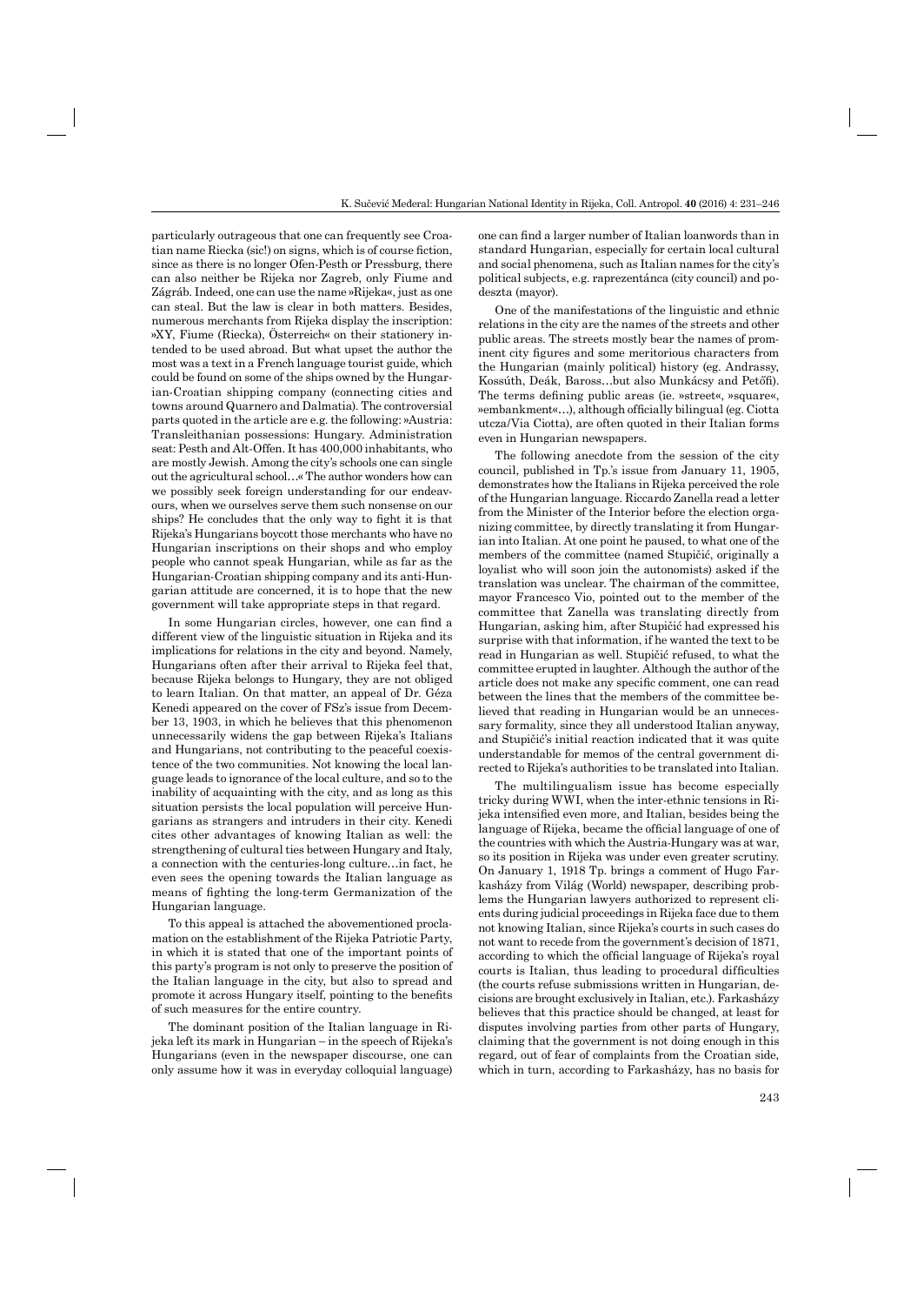particularly outrageous that one can frequently see Croatian name Riecka (sic!) on signs, which is of course fiction, since as there is no longer Ofen-Pesth or Pressburg, there can also neither be Rijeka nor Zagreb, only Fiume and Zágráb. Indeed, one can use the name »Rijeka«, just as one can steal. But the law is clear in both matters. Besides, numerous merchants from Rijeka display the inscription: »XY, Fiume (Riecka), Österreich« on their stationery intended to be used abroad. But what upset the author the most was a text in a French language tourist guide, which could be found on some of the ships owned by the Hungarian-Croatian shipping company (connecting cities and towns around Quarnero and Dalmatia). The controversial parts quoted in the article are e.g. the following: »Austria: Transleithanian possessions: Hungary. Administration seat: Pesth and Alt-Offen. It has 400,000 inhabitants, who are mostly Jewish. Among the city's schools one can single out the agricultural school…« The author wonders how can we possibly seek foreign understanding for our endeavours, when we ourselves serve them such nonsense on our ships? He concludes that the only way to fight it is that Rijeka's Hungarians boycott those merchants who have no Hungarian inscriptions on their shops and who employ people who cannot speak Hungarian, while as far as the Hungarian-Croatian shipping company and its anti-Hungarian attitude are concerned, it is to hope that the new government will take appropriate steps in that regard.

In some Hungarian circles, however, one can find a different view of the linguistic situation in Rijeka and its implications for relations in the city and beyond. Namely, Hungarians often after their arrival to Rijeka feel that, because Rijeka belongs to Hungary, they are not obliged to learn Italian. On that matter, an appeal of Dr. Géza Kenedi appeared on the cover of FSz's issue from December 13, 1903, in which he believes that this phenomenon unnecessarily widens the gap between Rijeka's Italians and Hungarians, not contributing to the peaceful coexistence of the two communities. Not knowing the local language leads to ignorance of the local culture, and so to the inability of acquainting with the city, and as long as this situation persists the local population will perceive Hungarians as strangers and intruders in their city. Kenedi cites other advantages of knowing Italian as well: the strengthening of cultural ties between Hungary and Italy, a connection with the centuries-long culture…in fact, he even sees the opening towards the Italian language as means of fighting the long-term Germanization of the Hungarian language.

To this appeal is attached the abovementioned proclamation on the establishment of the Rijeka Patriotic Party, in which it is stated that one of the important points of this party's program is not only to preserve the position of the Italian language in the city, but also to spread and promote it across Hungary itself, pointing to the benefits of such measures for the entire country.

The dominant position of the Italian language in Rijeka left its mark in Hungarian – in the speech of Rijeka's Hungarians (even in the newspaper discourse, one can only assume how it was in everyday colloquial language) one can find a larger number of Italian loanwords than in standard Hungarian, especially for certain local cultural and social phenomena, such as Italian names for the city's political subjects, e.g. raprezentánca (city council) and podeszta (mayor).

One of the manifestations of the linguistic and ethnic relations in the city are the names of the streets and other public areas. The streets mostly bear the names of prominent city figures and some meritorious characters from the Hungarian (mainly political) history (eg. Andrassy, Kossúth, Deák, Baross…but also Munkácsy and Petőfi). The terms defining public areas (ie. »street«, »square«, »embankment«…), although officially bilingual (eg. Ciotta utcza/Via Ciotta), are often quoted in their Italian forms even in Hungarian newspapers.

The following anecdote from the session of the city council, published in Tp.'s issue from January 11, 1905, demonstrates how the Italians in Rijeka perceived the role of the Hungarian language. Riccardo Zanella read a letter from the Minister of the Interior before the election organizing committee, by directly translating it from Hungarian into Italian. At one point he paused, to what one of the members of the committee (named Stupičić, originally a loyalist who will soon join the autonomists) asked if the translation was unclear. The chairman of the committee, mayor Francesco Vio, pointed out to the member of the committee that Zanella was translating directly from Hungarian, asking him, after Stupičić had expressed his surprise with that information, if he wanted the text to be read in Hungarian as well. Stupičić refused, to what the committee erupted in laughter. Although the author of the article does not make any specific comment, one can read between the lines that the members of the committee believed that reading in Hungarian would be an unnecessary formality, since they all understood Italian anyway, and Stupičić's initial reaction indicated that it was quite understandable for memos of the central government directed to Rijeka's authorities to be translated into Italian.

The multilingualism issue has become especially tricky during WWI, when the inter-ethnic tensions in Rijeka intensified even more, and Italian, besides being the language of Rijeka, became the official language of one of the countries with which the Austria-Hungary was at war, so its position in Rijeka was under even greater scrutiny. On January 1, 1918 Tp. brings a comment of Hugo Farkasházy from Világ (World) newspaper, describing problems the Hungarian lawyers authorized to represent clients during judicial proceedings in Rijeka face due to them not knowing Italian, since Rijeka's courts in such cases do not want to recede from the government's decision of 1871, according to which the official language of Rijeka's royal courts is Italian, thus leading to procedural difficulties (the courts refuse submissions written in Hungarian, decisions are brought exclusively in Italian, etc.). Farkasházy believes that this practice should be changed, at least for disputes involving parties from other parts of Hungary, claiming that the government is not doing enough in this regard, out of fear of complaints from the Croatian side, which in turn, according to Farkasházy, has no basis for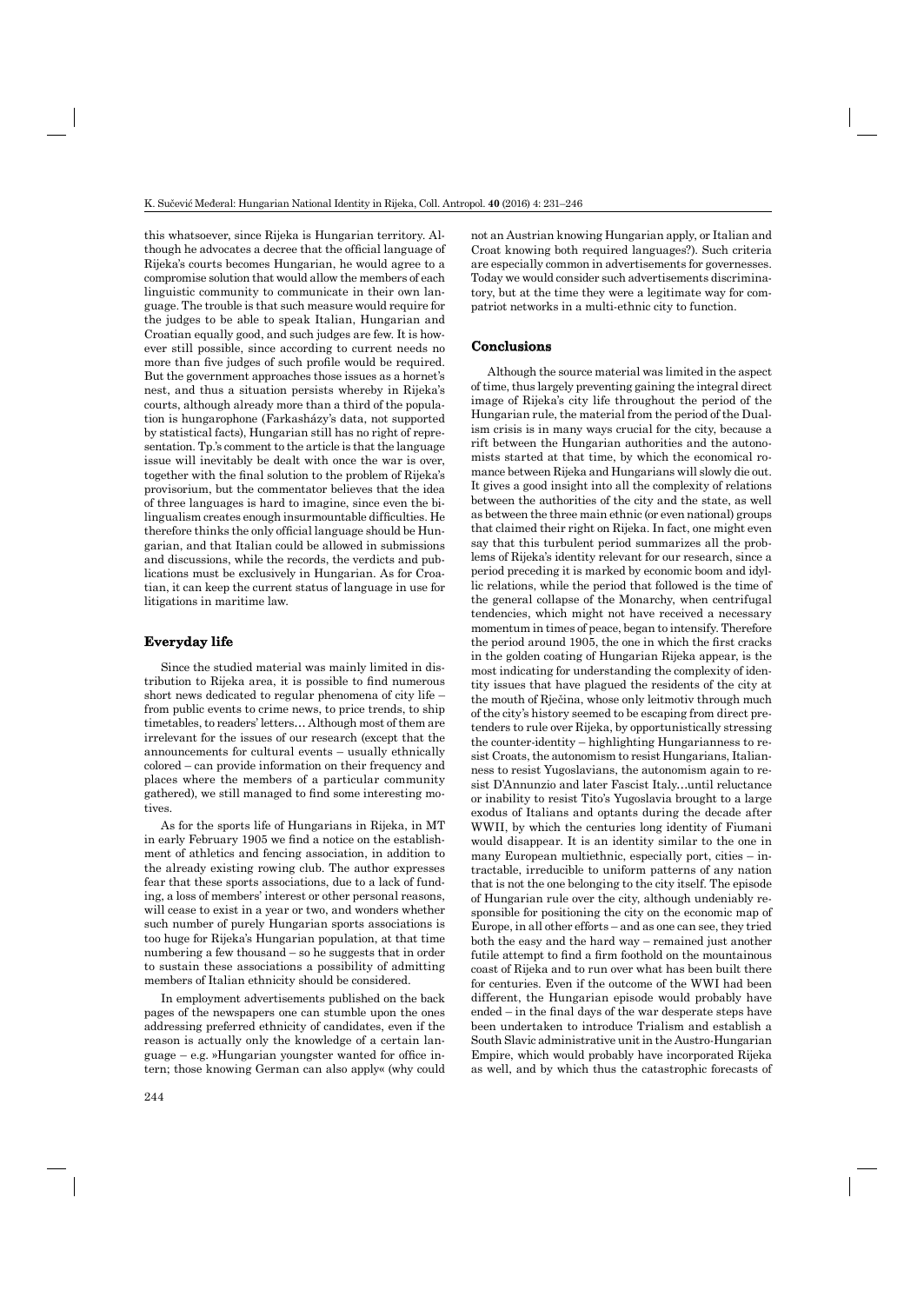this whatsoever, since Rijeka is Hungarian territory. Although he advocates a decree that the official language of Rijeka's courts becomes Hungarian, he would agree to a compromise solution that would allow the members of each linguistic community to communicate in their own language. The trouble is that such measure would require for the judges to be able to speak Italian, Hungarian and Croatian equally good, and such judges are few. It is however still possible, since according to current needs no more than five judges of such profile would be required. But the government approaches those issues as a hornet's nest, and thus a situation persists whereby in Rijeka's courts, although already more than a third of the population is hungarophone (Farkasházy's data, not supported by statistical facts), Hungarian still has no right of representation. Tp.'s comment to the article is that the language issue will inevitably be dealt with once the war is over, together with the final solution to the problem of Rijeka's provisorium, but the commentator believes that the idea of three languages is hard to imagine, since even the bilingualism creates enough insurmountable difficulties. He therefore thinks the only official language should be Hungarian, and that Italian could be allowed in submissions and discussions, while the records, the verdicts and publications must be exclusively in Hungarian. As for Croatian, it can keep the current status of language in use for litigations in maritime law.

## Everyday life

Since the studied material was mainly limited in distribution to Rijeka area, it is possible to find numerous short news dedicated to regular phenomena of city life – from public events to crime news, to price trends, to ship timetables, to readers' letters… Although most of them are irrelevant for the issues of our research (except that the announcements for cultural events – usually ethnically colored – can provide information on their frequency and places where the members of a particular community gathered), we still managed to find some interesting motives.

As for the sports life of Hungarians in Rijeka, in MT in early February 1905 we find a notice on the establishment of athletics and fencing association, in addition to the already existing rowing club. The author expresses fear that these sports associations, due to a lack of funding, a loss of members' interest or other personal reasons, will cease to exist in a year or two, and wonders whether such number of purely Hungarian sports associations is too huge for Rijeka's Hungarian population, at that time numbering a few thousand – so he suggests that in order to sustain these associations a possibility of admitting members of Italian ethnicity should be considered.

In employment advertisements published on the back pages of the newspapers one can stumble upon the ones addressing preferred ethnicity of candidates, even if the reason is actually only the knowledge of a certain language – e.g. »Hungarian youngster wanted for office intern; those knowing German can also apply« (why could not an Austrian knowing Hungarian apply, or Italian and Croat knowing both required languages?). Such criteria are especially common in advertisements for governesses. Today we would consider such advertisements discriminatory, but at the time they were a legitimate way for compatriot networks in a multi-ethnic city to function.

## Conclusions

Although the source material was limited in the aspect of time, thus largely preventing gaining the integral direct image of Rijeka's city life throughout the period of the Hungarian rule, the material from the period of the Dualism crisis is in many ways crucial for the city, because a rift between the Hungarian authorities and the autonomists started at that time, by which the economical romance between Rijeka and Hungarians will slowly die out. It gives a good insight into all the complexity of relations between the authorities of the city and the state, as well as between the three main ethnic (or even national) groups that claimed their right on Rijeka. In fact, one might even say that this turbulent period summarizes all the problems of Rijeka's identity relevant for our research, since a period preceding it is marked by economic boom and idyllic relations, while the period that followed is the time of the general collapse of the Monarchy, when centrifugal tendencies, which might not have received a necessary momentum in times of peace, began to intensify. Therefore the period around 1905, the one in which the first cracks in the golden coating of Hungarian Rijeka appear, is the most indicating for understanding the complexity of identity issues that have plagued the residents of the city at the mouth of Rječina, whose only leitmotiv through much of the city's history seemed to be escaping from direct pretenders to rule over Rijeka, by opportunistically stressing the counter-identity – highlighting Hungarianness to resist Croats, the autonomism to resist Hungarians, Italianness to resist Yugoslavians, the autonomism again to resist D'Annunzio and later Fascist Italy…until reluctance or inability to resist Tito's Yugoslavia brought to a large exodus of Italians and optants during the decade after WWII, by which the centuries long identity of Fiumani would disappear. It is an identity similar to the one in many European multiethnic, especially port, cities – intractable, irreducible to uniform patterns of any nation that is not the one belonging to the city itself. The episode of Hungarian rule over the city, although undeniably responsible for positioning the city on the economic map of Europe, in all other efforts – and as one can see, they tried both the easy and the hard way – remained just another futile attempt to find a firm foothold on the mountainous coast of Rijeka and to run over what has been built there for centuries. Even if the outcome of the WWI had been different, the Hungarian episode would probably have ended – in the final days of the war desperate steps have been undertaken to introduce Trialism and establish a South Slavic administrative unit in the Austro-Hungarian Empire, which would probably have incorporated Rijeka as well, and by which thus the catastrophic forecasts of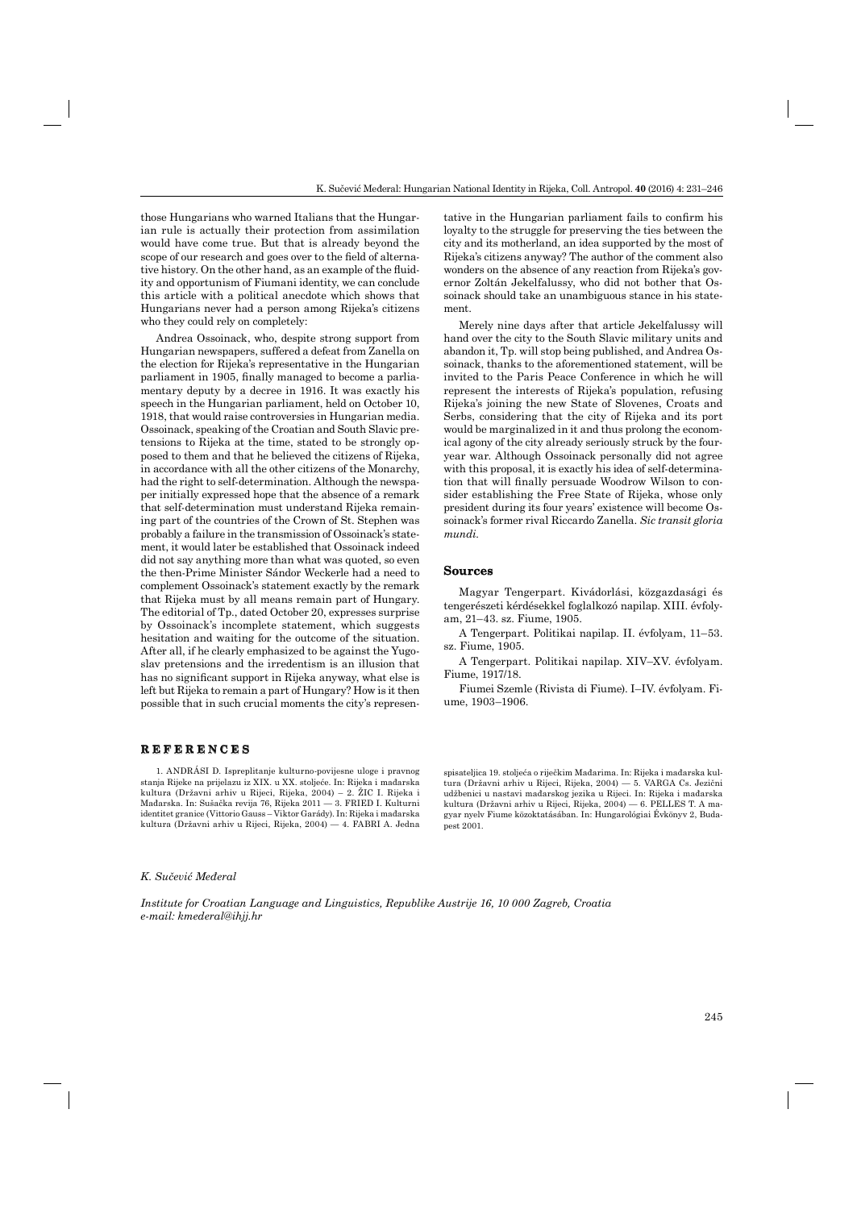those Hungarians who warned Italians that the Hungarian rule is actually their protection from assimilation would have come true. But that is already beyond the scope of our research and goes over to the field of alternative history. On the other hand, as an example of the fluidity and opportunism of Fiumani identity, we can conclude this article with a political anecdote which shows that Hungarians never had a person among Rijeka's citizens who they could rely on completely:

Andrea Ossoinack, who, despite strong support from Hungarian newspapers, suffered a defeat from Zanella on the election for Rijeka's representative in the Hungarian parliament in 1905, finally managed to become a parliamentary deputy by a decree in 1916. It was exactly his speech in the Hungarian parliament, held on October 10, 1918, that would raise controversies in Hungarian media. Ossoinack, speaking of the Croatian and South Slavic pretensions to Rijeka at the time, stated to be strongly opposed to them and that he believed the citizens of Rijeka, in accordance with all the other citizens of the Monarchy, had the right to self-determination. Although the newspaper initially expressed hope that the absence of a remark that self-determination must understand Rijeka remaining part of the countries of the Crown of St. Stephen was probably a failure in the transmission of Ossoinack's statement, it would later be established that Ossoinack indeed did not say anything more than what was quoted, so even the then-Prime Minister Sándor Weckerle had a need to complement Ossoinack's statement exactly by the remark that Rijeka must by all means remain part of Hungary. The editorial of Tp., dated October 20, expresses surprise by Ossoinack's incomplete statement, which suggests hesitation and waiting for the outcome of the situation. After all, if he clearly emphasized to be against the Yugoslav pretensions and the irredentism is an illusion that has no significant support in Rijeka anyway, what else is left but Rijeka to remain a part of Hungary? How is it then possible that in such crucial moments the city's representative in the Hungarian parliament fails to confirm his loyalty to the struggle for preserving the ties between the city and its motherland, an idea supported by the most of Rijeka's citizens anyway? The author of the comment also wonders on the absence of any reaction from Rijeka's governor Zoltán Jekelfalussy, who did not bother that Ossoinack should take an unambiguous stance in his statement.

Merely nine days after that article Jekelfalussy will hand over the city to the South Slavic military units and abandon it, Tp. will stop being published, and Andrea Ossoinack, thanks to the aforementioned statement, will be invited to the Paris Peace Conference in which he will represent the interests of Rijeka's population, refusing Rijeka's joining the new State of Slovenes, Croats and Serbs, considering that the city of Rijeka and its port would be marginalized in it and thus prolong the economical agony of the city already seriously struck by the four-year war. Although Ossoinack personally did not agree with this proposal, it is exactly his idea of self-determination that will finally persuade Woodrow Wilson to consider establishing the Free State of Rijeka, whose only president during its four years' existence will become Ossoinack's former rival Riccardo Zanella. *Sic transit gloria mundi.*

## Sources

Magyar Tengerpart. Kivádorlási, közgazdasági és tengerészeti kérdésekkel foglalkozó napilap. XIII. évfolyam, 21–43. sz. Fiume, 1905.

A Tengerpart. Politikai napilap. II. évfolyam, 11–53. sz. Fiume, 1905.

A Tengerpart. Politikai napilap. XIV–XV. évfolyam. Fiume, 1917/18.

Fiumei Szemle (Rivista di Fiume). I–IV. évfolyam. Fiume, 1903–1906.

## REFERENCES

1. ANDRÁSI D. Ispreplitanje kulturno-povijesne uloge i pravnog stanja Rijeke na prijelazu iz XIX. u XX. stoljeće. In: Rijeka i mađarska kultura (Državni arhiv u Rijeci, Rijeka, 2004) — 2. ŽIC I. Rijeka i Mađarska. In: Sušačka revija 76, Rijeka 2011 — 3. FRIED I. Kulturni identitet granice (Vittorio Gauss – Viktor Garády). In: Rijeka i mađarska kultura (Državni arhiv u Rijeci, Rijeka, 2004) — 4. FABRI A. Jedna spisateljica 19. stoljeća o riječkim Mađarima. In: Rijeka i mađarska kultura (Državni arhiv u Rijeci, Rijeka, 2004) — 5. VARGA Cs. Jezični udžbenici u nastavi mađarskog jezika u Rijeci. In: Rijeka i mađarska kultura (Državni arhiv u Rijeci, Rijeka, 2004) — 6. PELLES T. A magyar nyelv Fiume közoktatásában. In: Hungarológiai Évkönyv 2, Budapest 2001.

*K. Sučević Međeral*

*Institute for Croatian Language and Linguistics, Republike Austrije 16, 10 000 Zagreb, Croatia*
*e-mail: kmederal@ihjj.hr*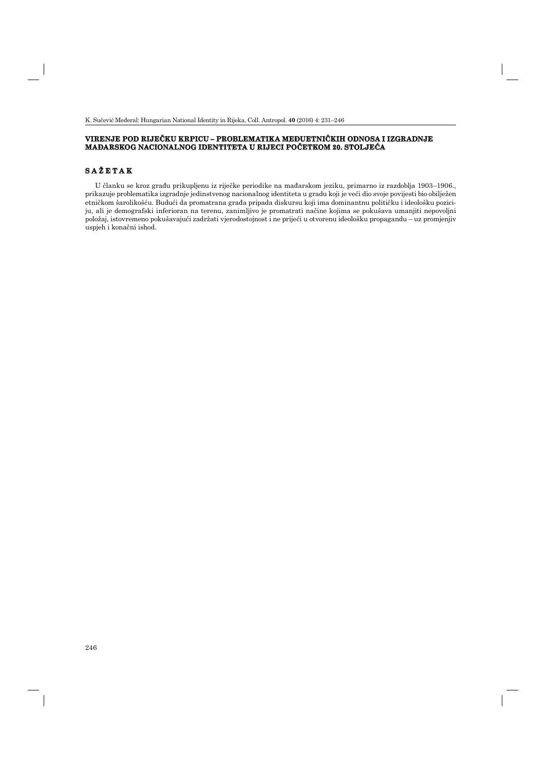## VIRENJE POD RIJEČKU KRPICU – PROBLEMATIKA MEĐUETNIČKIH ODNOSA I IZGRADNJE MAĐARSKOG NACIONALNOG IDENTITETA U RIJECI POČETKOM 20. STOLJEĆA

## SAŽETAK

U članku se kroz građu prikupljenu iz riječke periodike na mađarskom jeziku, primarno iz razdoblja 1903–1906., prikazuje problematika izgradnje jedinstvenog nacionalnog identiteta u gradu koji je veći dio svoje povijesti bio obilježen etničkom šarolikošću. Budući da promatrana građa pripada diskursu koji ima dominantnu političku i ideološku poziciju, ali je demografski inferioran na terenu, zanimljivo je promatrati načine kojima se pokušava umanjiti nepovoljni položaj, istovremeno pokušavajući zadržati vjerodostojnost i ne prijeći u otvorenu ideološku propagandu – uz promjenjiv uspjeh i konačni ishod.